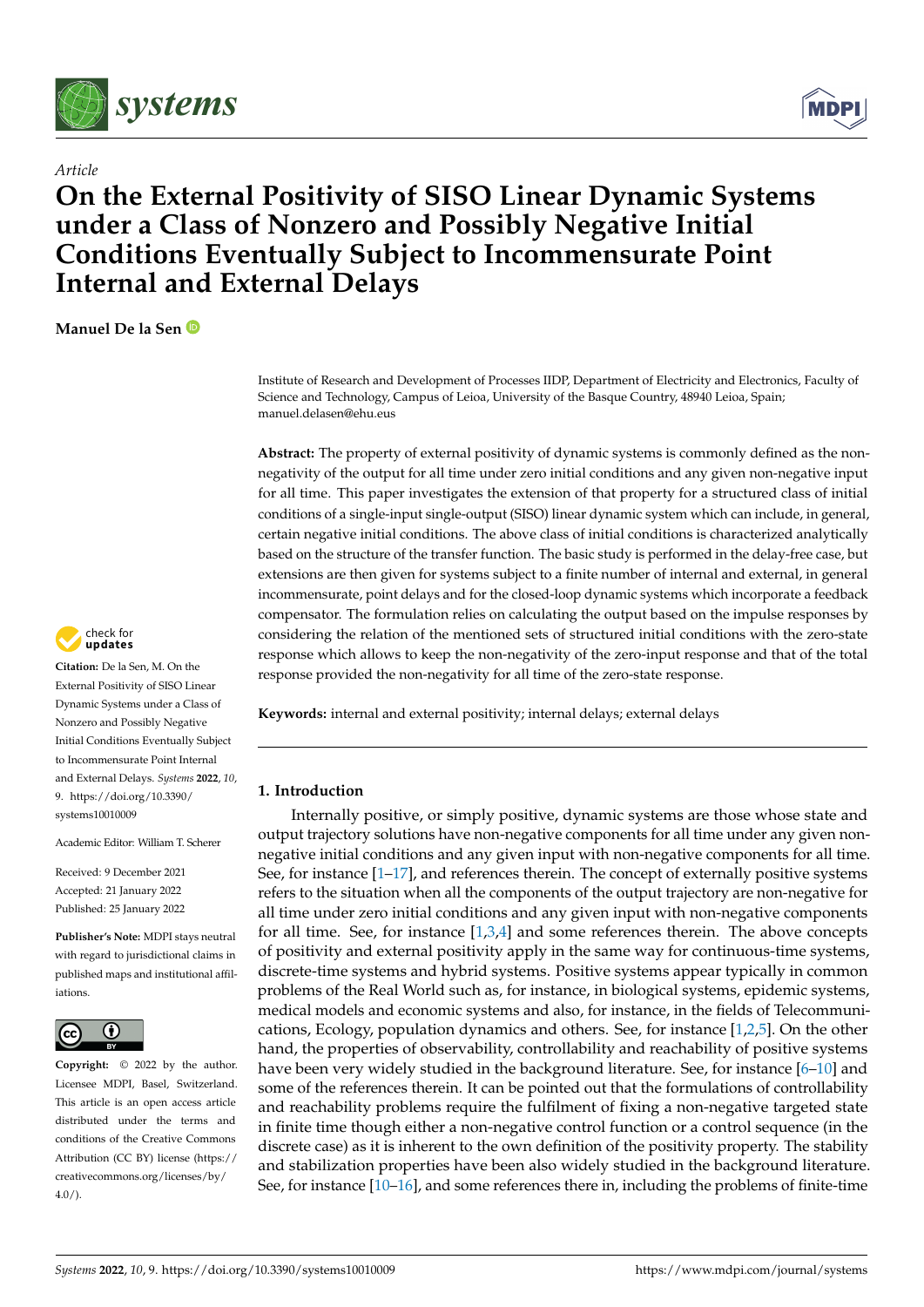*Article*

# On the External Positivity of SISO Linear Dynamic Systems under a Class of Nonzero and Possibly Negative Initial Conditions Eventually Subject to Incommensurate Point Internal and External Delays

**Manuel De la Sen**

Institute of Research and Development of Processes IIDP, Department of Electricity and Electronics, Faculty of Science and Technology, Campus of Leioa, University of the Basque Country, 48940 Leioa, Spain; manuel.delasen@ehu.eus

**Abstract:** The property of external positivity of dynamic systems is commonly defined as the non-negativity of the output for all time under zero initial conditions and any given non-negative input for all time. This paper investigates the extension of that property for a structured class of initial conditions of a single-input single-output (SISO) linear dynamic system which can include, in general, certain negative initial conditions. The above class of initial conditions is characterized analytically based on the structure of the transfer function. The basic study is performed in the delay-free case, but extensions are then given for systems subject to a finite number of internal and external, in general incommensurate, point delays and for the closed-loop dynamic systems which incorporate a feedback compensator. The formulation relies on calculating the output based on the impulse responses by considering the relation of the mentioned sets of structured initial conditions with the zero-state response which allows to keep the non-negativity of the zero-input response and that of the total response provided the non-negativity for all time of the zero-state response.

**Keywords:** internal and external positivity; internal delays; external delays

**Citation:** De la Sen, M. On the External Positivity of SISO Linear Dynamic Systems under a Class of Nonzero and Possibly Negative Initial Conditions Eventually Subject to Incommensurate Point Internal and External Delays. *Systems* **2022**, *10*, 9. https://doi.org/10.3390/systems10010009

Academic Editor: William T. Scherer

Received: 9 December 2021
Accepted: 21 January 2022
Published: 25 January 2022

**Publisher's Note:** MDPI stays neutral with regard to jurisdictional claims in published maps and institutional affiliations.

**Copyright:** © 2022 by the author. Licensee MDPI, Basel, Switzerland. This article is an open access article distributed under the terms and conditions of the Creative Commons Attribution (CC BY) license (https://creativecommons.org/licenses/by/4.0/).

## 1. Introduction

Internally positive, or simply positive, dynamic systems are those whose state and output trajectory solutions have non-negative components for all time under any given non-negative initial conditions and any given input with non-negative components for all time. See, for instance [1–17], and references therein. The concept of externally positive systems refers to the situation when all the components of the output trajectory are non-negative for all time under zero initial conditions and any given input with non-negative components for all time. See, for instance [1,3,4] and some references therein. The above concepts of positivity and external positivity apply in the same way for continuous-time systems, discrete-time systems and hybrid systems. Positive systems appear typically in common problems of the Real World such as, for instance, in biological systems, epidemic systems, medical models and economic systems and also, for instance, in the fields of Telecommunications, Ecology, population dynamics and others. See, for instance [1,2,5]. On the other hand, the properties of observability, controllability and reachability of positive systems have been very widely studied in the background literature. See, for instance [6–10] and some of the references therein. It can be pointed out that the formulations of controllability and reachability problems require the fulfilment of fixing a non-negative targeted state in finite time though either a non-negative control function or a control sequence (in the discrete case) as it is inherent to the own definition of the positivity property. The stability and stabilization properties have been also widely studied in the background literature. See, for instance [10–16], and some references there in, including the problems of finite-time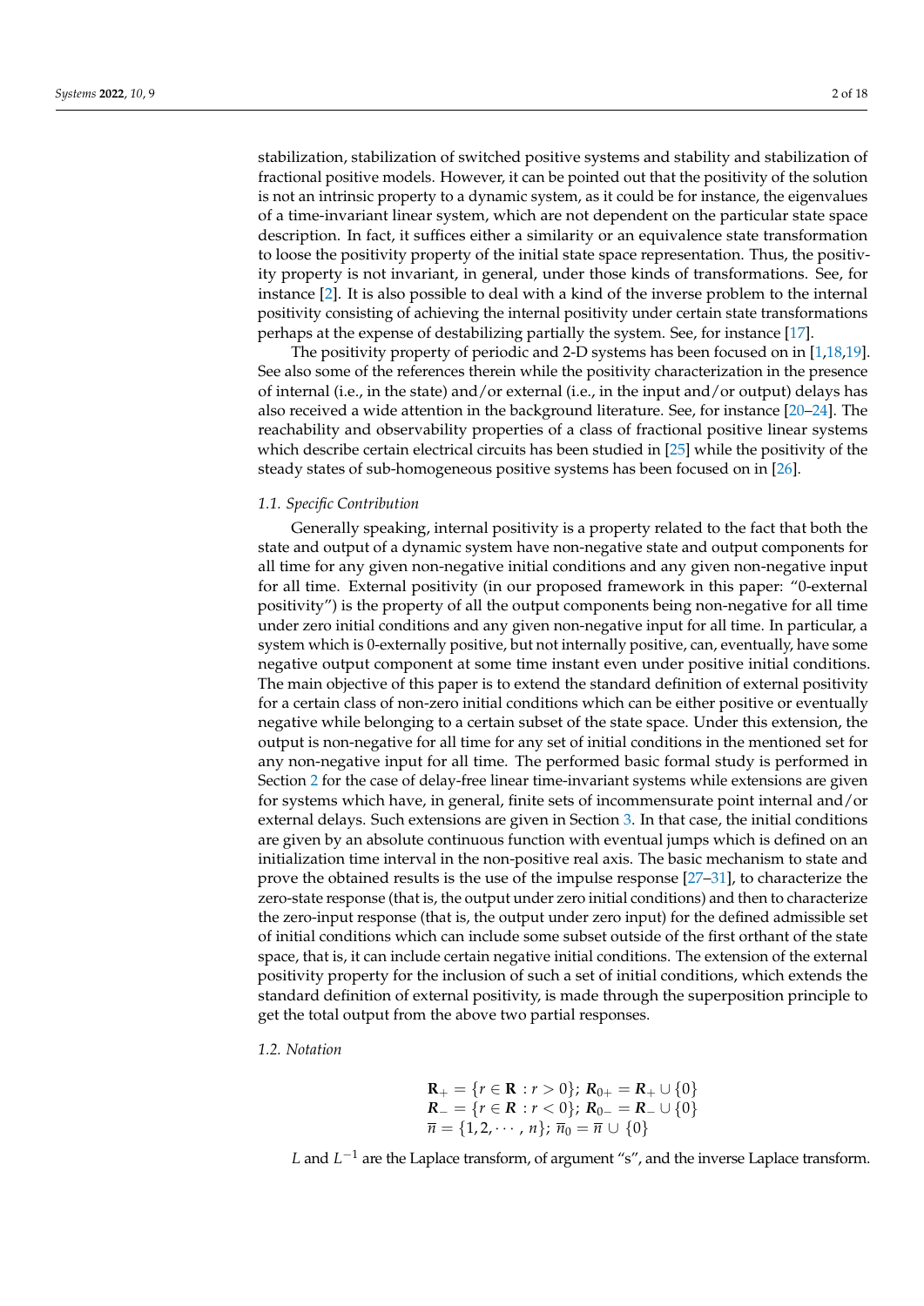stabilization, stabilization of switched positive systems and stability and stabilization of fractional positive models. However, it can be pointed out that the positivity of the solution is not an intrinsic property to a dynamic system, as it could be for instance, the eigenvalues of a time-invariant linear system, which are not dependent on the particular state space description. In fact, it suffices either a similarity or an equivalence state transformation to loose the positivity property of the initial state space representation. Thus, the positivity property is not invariant, in general, under those kinds of transformations. See, for instance [2]. It is also possible to deal with a kind of the inverse problem to the internal positivity consisting of achieving the internal positivity under certain state transformations perhaps at the expense of destabilizing partially the system. See, for instance [17].

The positivity property of periodic and 2-D systems has been focused on in [1,18,19]. See also some of the references therein while the positivity characterization in the presence of internal (i.e., in the state) and/or external (i.e., in the input and/or output) delays has also received a wide attention in the background literature. See, for instance [20–24]. The reachability and observability properties of a class of fractional positive linear systems which describe certain electrical circuits has been studied in [25] while the positivity of the steady states of sub-homogeneous positive systems has been focused on in [26].

### 1.1. Specific Contribution

Generally speaking, internal positivity is a property related to the fact that both the state and output of a dynamic system have non-negative state and output components for all time for any given non-negative initial conditions and any given non-negative input for all time. External positivity (in our proposed framework in this paper: "0-external positivity") is the property of all the output components being non-negative for all time under zero initial conditions and any given non-negative input for all time. In particular, a system which is 0-externally positive, but not internally positive, can, eventually, have some negative output component at some time instant even under positive initial conditions. The main objective of this paper is to extend the standard definition of external positivity for a certain class of non-zero initial conditions which can be either positive or eventually negative while belonging to a certain subset of the state space. Under this extension, the output is non-negative for all time for any set of initial conditions in the mentioned set for any non-negative input for all time. The performed basic formal study is performed in Section 2 for the case of delay-free linear time-invariant systems while extensions are given for systems which have, in general, finite sets of incommensurate point internal and/or external delays. Such extensions are given in Section 3. In that case, the initial conditions are given by an absolute continuous function with eventual jumps which is defined on an initialization time interval in the non-positive real axis. The basic mechanism to state and prove the obtained results is the use of the impulse response [27–31], to characterize the zero-state response (that is, the output under zero initial conditions) and then to characterize the zero-input response (that is, the output under zero input) for the defined admissible set of initial conditions which can include some subset outside of the first orthant of the state space, that is, it can include certain negative initial conditions. The extension of the external positivity property for the inclusion of such a set of initial conditions, which extends the standard definition of external positivity, is made through the superposition principle to get the total output from the above two partial responses.

### 1.2. Notation

$$\mathbf{R}_{+} = \{r \in \mathbf{R} : r > 0\};\ \mathbf{R}_{0+} = \mathbf{R}_{+} \cup \{0\}$$
$$\mathbf{R}_{-} = \{r \in \mathbf{R} : r < 0\};\ \mathbf{R}_{0-} = \mathbf{R}_{-} \cup \{0\}$$
$$\overline{n} = \{1, 2, \cdots, n\};\ \overline{n}_0 = \overline{n} \cup \{0\}$$

$L$ and $L^{-1}$ are the Laplace transform, of argument "s", and the inverse Laplace transform.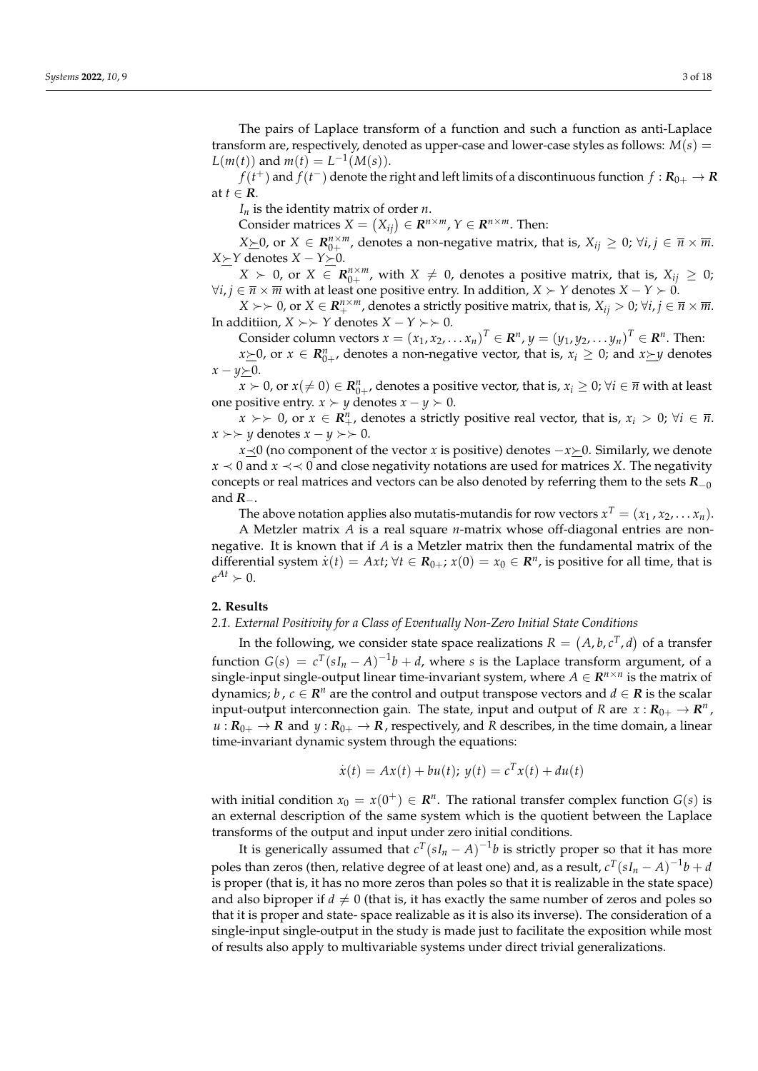The pairs of Laplace transform of a function and such a function as anti-Laplace transform are, respectively, denoted as upper-case and lower-case styles as follows: $M(s) = L(m(t))$ and $m(t) = L^{-1}(M(s))$.

$f(t^{+})$ and $f(t^{-})$ denote the right and left limits of a discontinuous function $f : \mathbf{R}_{0+} \to \mathbf{R}$ at $t \in \mathbf{R}$.

$I_n$ is the identity matrix of order $n$.

Consider matrices $X = (X_{ij}) \in \mathbf{R}^{n\times m}$, $Y \in \mathbf{R}^{n\times m}$. Then:

$X \succeq 0$, or $X \in \mathbf{R}_{0+}^{n\times m}$, denotes a non-negative matrix, that is, $X_{ij} \geq 0$; $\forall i, j \in \overline{n} \times \overline{m}$. $X \succeq Y$ denotes $X - Y \succeq 0$.

$X \succ 0$, or $X \in \mathbf{R}_{0+}^{n\times m}$, with $X \neq 0$, denotes a positive matrix, that is, $X_{ij} \geq 0$; $\forall i, j \in \overline{n} \times \overline{m}$ with at least one positive entry. In addition, $X \succ Y$ denotes $X - Y \succ 0$.

$X \succ\succ 0$, or $X \in \mathbf{R}_{+}^{n\times m}$, denotes a strictly positive matrix, that is, $X_{ij} > 0$; $\forall i, j \in \overline{n} \times \overline{m}$. In additiion, $X \succ\succ Y$ denotes $X - Y \succ\succ 0$.

Consider column vectors $x = (x_1, x_2, \ldots x_n)^T \in \mathbf{R}^n$, $y = (y_1, y_2, \ldots y_n)^T \in \mathbf{R}^n$. Then:

$x \succeq 0$, or $x \in \mathbf{R}_{0+}^{n}$, denotes a non-negative vector, that is, $x_i \geq 0$; and $x \succeq y$ denotes $x - y \succeq 0$.

$x \succ 0$, or $x(\neq 0) \in \mathbf{R}_{0+}^{n}$, denotes a positive vector, that is, $x_i \geq 0$; $\forall i \in \overline{n}$ with at least one positive entry. $x \succ y$ denotes $x - y \succ 0$.

$x \succ\succ 0$, or $x \in \mathbf{R}_{+}^{n}$, denotes a strictly positive real vector, that is, $x_i > 0$; $\forall i \in \overline{n}$. $x \succ\succ y$ denotes $x - y \succ\succ 0$.

$x \preceq 0$ (no component of the vector $x$ is positive) denotes $-x \succeq 0$. Similarly, we denote $x \prec 0$ and $x \prec\prec 0$ and close negativity notations are used for matrices $X$. The negativity concepts or real matrices and vectors can be also denoted by referring them to the sets $\mathbf{R}_{-0}$ and $\mathbf{R}_{-}$.

The above notation applies also mutatis-mutandis for row vectors $x^T = (x_1, x_2, \ldots x_n)$.

A Metzler matrix $A$ is a real square $n$-matrix whose off-diagonal entries are non-negative. It is known that if $A$ is a Metzler matrix then the fundamental matrix of the differential system $\dot{x}(t) = Axt$; $\forall t \in \mathbf{R}_{0+}$; $x(0) = x_0 \in \mathbf{R}^n$, is positive for all time, that is $e^{At} \succ 0$.

## 2. Results

### 2.1. External Positivity for a Class of Eventually Non-Zero Initial State Conditions

In the following, we consider state space realizations $R = (A, b, c^T, d)$ of a transfer function $G(s) = c^T(sI_n - A)^{-1}b + d$, where $s$ is the Laplace transform argument, of a single-input single-output linear time-invariant system, where $A \in \mathbf{R}^{n\times n}$ is the matrix of dynamics; $b$, $c \in \mathbf{R}^n$ are the control and output transpose vectors and $d \in \mathbf{R}$ is the scalar input-output interconnection gain. The state, input and output of $R$ are $x : \mathbf{R}_{0+} \to \mathbf{R}^n$, $u : \mathbf{R}_{0+} \to \mathbf{R}$ and $y : \mathbf{R}_{0+} \to \mathbf{R}$, respectively, and $R$ describes, in the time domain, a linear time-invariant dynamic system through the equations:

$$\dot{x}(t) = Ax(t) + bu(t);\ y(t) = c^T x(t) + du(t)$$

with initial condition $x_0 = x(0^{+}) \in \mathbf{R}^n$. The rational transfer complex function $G(s)$ is an external description of the same system which is the quotient between the Laplace transforms of the output and input under zero initial conditions.

It is generically assumed that $c^T(sI_n - A)^{-1}b$ is strictly proper so that it has more poles than zeros (then, relative degree of at least one) and, as a result, $c^T(sI_n - A)^{-1}b + d$ is proper (that is, it has no more zeros than poles so that it is realizable in the state space) and also biproper if $d \neq 0$ (that is, it has exactly the same number of zeros and poles so that it is proper and state- space realizable as it is also its inverse). The consideration of a single-input single-output in the study is made just to facilitate the exposition while most of results also apply to multivariable systems under direct trivial generalizations.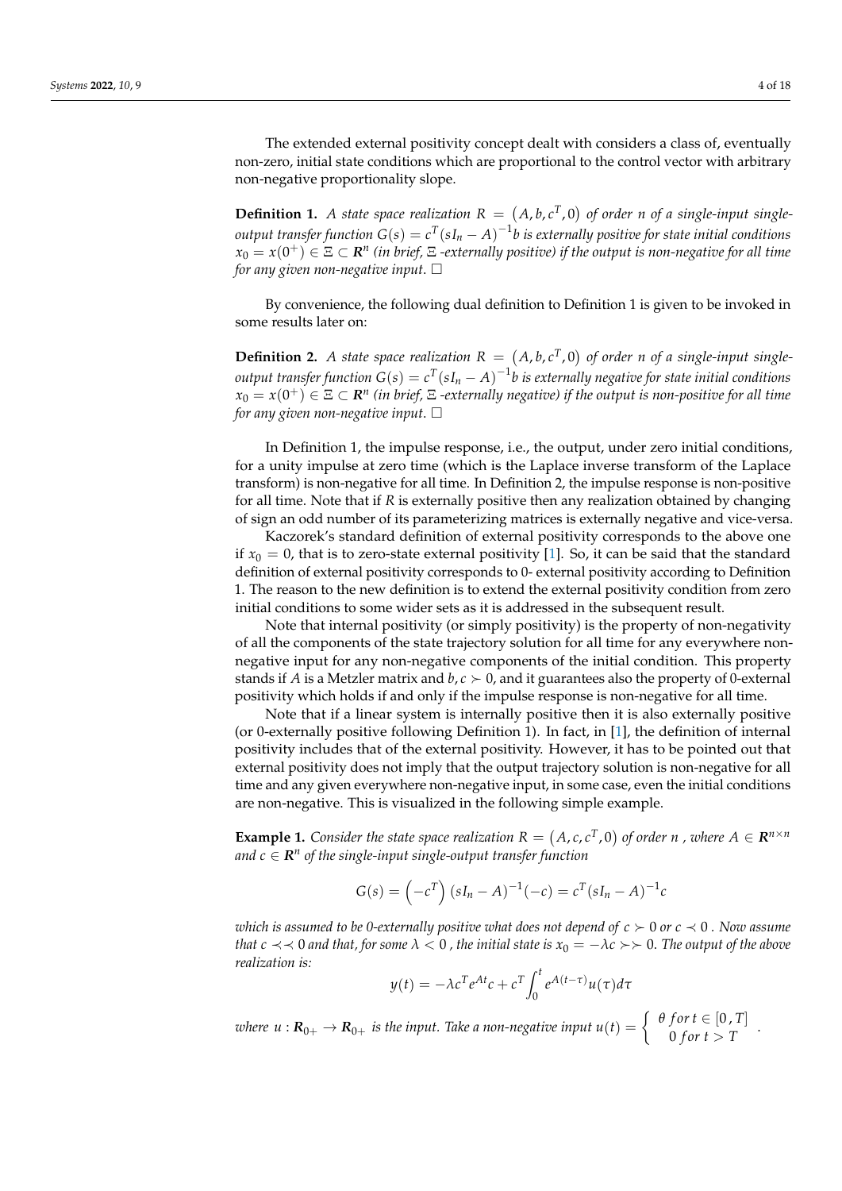The extended external positivity concept dealt with considers a class of, eventually non-zero, initial state conditions which are proportional to the control vector with arbitrary non-negative proportionality slope.

**Definition 1.** *A state space realization $R = (A, b, c^T, 0)$ of order n of a single-input single-output transfer function $G(s) = c^T(sI_n - A)^{-1}b$ is externally positive for state initial conditions $x_0 = x(0^+) \in \Xi \subset \mathbf{R}^n$ (in brief, $\Xi$ -externally positive) if the output is non-negative for all time for any given non-negative input.* □

By convenience, the following dual definition to Definition 1 is given to be invoked in some results later on:

**Definition 2.** *A state space realization $R = (A, b, c^T, 0)$ of order n of a single-input single-output transfer function $G(s) = c^T(sI_n - A)^{-1}b$ is externally negative for state initial conditions $x_0 = x(0^+) \in \Xi \subset \mathbf{R}^n$ (in brief, $\Xi$ -externally negative) if the output is non-positive for all time for any given non-negative input.* □

In Definition 1, the impulse response, i.e., the output, under zero initial conditions, for a unity impulse at zero time (which is the Laplace inverse transform of the Laplace transform) is non-negative for all time. In Definition 2, the impulse response is non-positive for all time. Note that if $R$ is externally positive then any realization obtained by changing of sign an odd number of its parameterizing matrices is externally negative and vice-versa.

Kaczorek's standard definition of external positivity corresponds to the above one if $x_0 = 0$, that is to zero-state external positivity [1]. So, it can be said that the standard definition of external positivity corresponds to 0- external positivity according to Definition 1. The reason to the new definition is to extend the external positivity condition from zero initial conditions to some wider sets as it is addressed in the subsequent result.

Note that internal positivity (or simply positivity) is the property of non-negativity of all the components of the state trajectory solution for all time for any everywhere non-negative input for any non-negative components of the initial condition. This property stands if $A$ is a Metzler matrix and $b, c \succ 0$, and it guarantees also the property of 0-external positivity which holds if and only if the impulse response is non-negative for all time.

Note that if a linear system is internally positive then it is also externally positive (or 0-externally positive following Definition 1). In fact, in [1], the definition of internal positivity includes that of the external positivity. However, it has to be pointed out that external positivity does not imply that the output trajectory solution is non-negative for all time and any given everywhere non-negative input, in some case, even the initial conditions are non-negative. This is visualized in the following simple example.

**Example 1.** *Consider the state space realization $R = (A, c, c^T, 0)$ of order $n$ , where $A \in \mathbf{R}^{n \times n}$ and $c \in \mathbf{R}^n$ of the single-input single-output transfer function*

$$G(s) = \left(-c^T\right)(sI_n - A)^{-1}(-c) = c^T(sI_n - A)^{-1}c$$

*which is assumed to be 0-externally positive what does not depend of $c \succ 0$ or $c \prec 0$ . Now assume that $c \prec\prec 0$ and that, for some $\lambda < 0$ , the initial state is $x_0 = -\lambda c \succ\succ 0$. The output of the above realization is:*

$$y(t) = -\lambda c^T e^{At} c + c^T \int_0^t e^{A(t-\tau)} u(\tau) d\tau$$

*where $u : \mathbf{R}_{0+} \to \mathbf{R}_{0+}$ is the input. Take a non-negative input $u(t) = \begin{cases} \theta \text{ for } t \in [0, T] \\ 0 \text{ for } t > T \end{cases}$ .*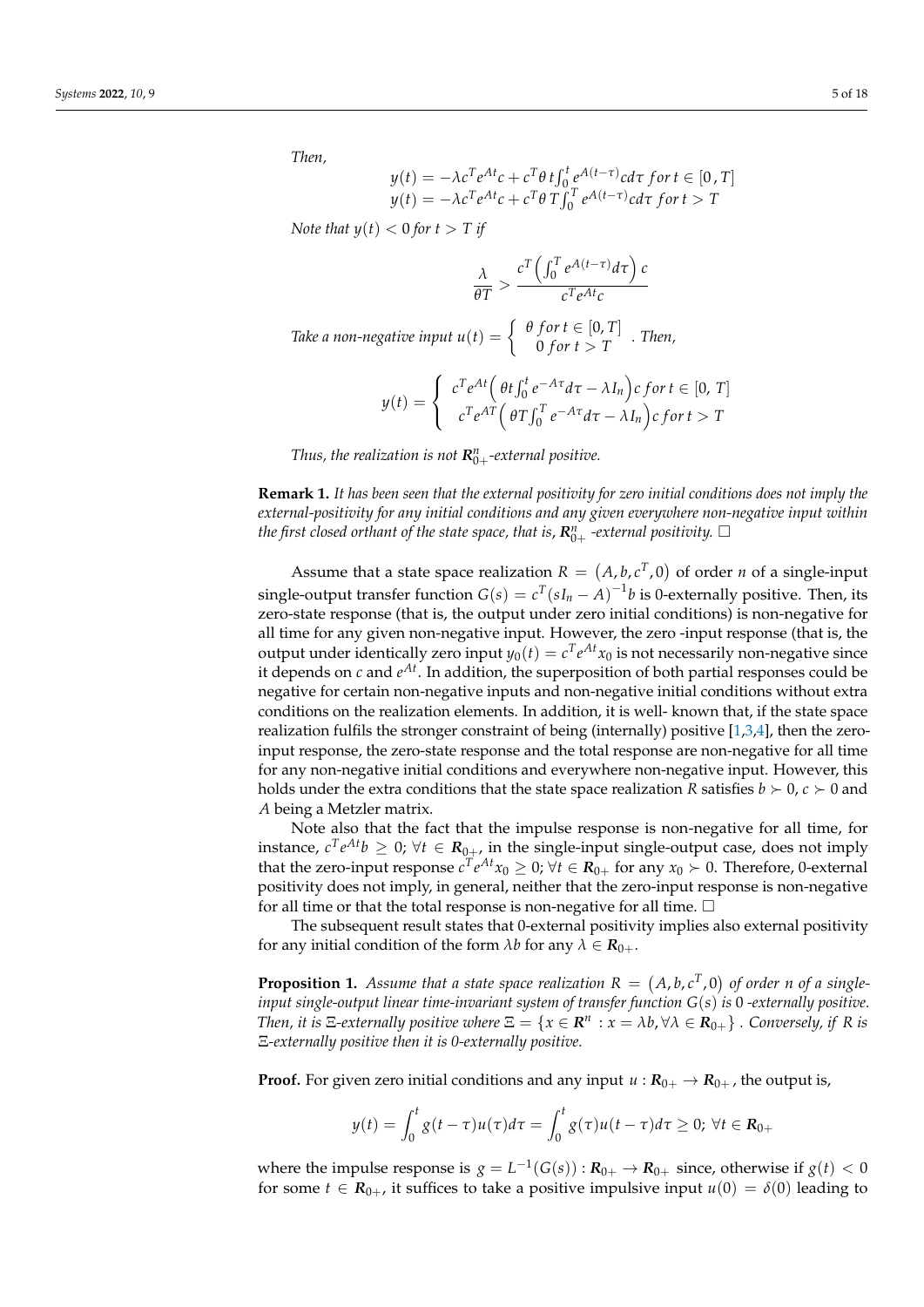*Then,*

$$y(t) = -\lambda c^T e^{At} c + c^T \theta\, t \int_0^t e^{A(t-\tau)} c d\tau \; for\; t \in [0, T]$$
$$y(t) = -\lambda c^T e^{At} c + c^T \theta\, T \int_0^T e^{A(t-\tau)} c d\tau \; for\; t > T$$

*Note that $y(t) < 0$ for $t > T$ if*

$$\frac{\lambda}{\theta T} > \frac{c^T \left( \int_0^T e^{A(t-\tau)} d\tau \right) c}{c^T e^{At} c}$$

*Take a non-negative input $u(t) = \begin{cases} \theta \; for\; t \in [0, T] \\ 0 \; for\; t > T \end{cases}$. Then,*

$$y(t) = \begin{cases} c^T e^{At} \left( \theta t \int_0^t e^{-A\tau} d\tau - \lambda I_n \right) c \; for\; t \in [0,\, T] \\ c^T e^{AT} \left( \theta T \int_0^T e^{-A\tau} d\tau - \lambda I_n \right) c \; for\; t > T \end{cases}$$

*Thus, the realization is not $\boldsymbol{R}^n_{0+}$-external positive.*

**Remark 1.** *It has been seen that the external positivity for zero initial conditions does not imply the external-positivity for any initial conditions and any given everywhere non-negative input within the first closed orthant of the state space, that is, $\boldsymbol{R}^n_{0+}$ -external positivity.* □

Assume that a state space realization $R = \left(A, b, c^T, 0\right)$ of order $n$ of a single-input single-output transfer function $G(s) = c^T (sI_n - A)^{-1} b$ is 0-externally positive. Then, its zero-state response (that is, the output under zero initial conditions) is non-negative for all time for any given non-negative input. However, the zero -input response (that is, the output under identically zero input $y_0(t) = c^T e^{At} x_0$ is not necessarily non-negative since it depends on $c$ and $e^{At}$. In addition, the superposition of both partial responses could be negative for certain non-negative inputs and non-negative initial conditions without extra conditions on the realization elements. In addition, it is well- known that, if the state space realization fulfils the stronger constraint of being (internally) positive [1,3,4], then the zero-input response, the zero-state response and the total response are non-negative for all time for any non-negative initial conditions and everywhere non-negative input. However, this holds under the extra conditions that the state space realization $R$ satisfies $b \succ 0$, $c \succ 0$ and $A$ being a Metzler matrix.

Note also that the fact that the impulse response is non-negative for all time, for instance, $c^T e^{At} b \geq 0;\, \forall t \in \boldsymbol{R}_{0+}$, in the single-input single-output case, does not imply that the zero-input response $c^T e^{At} x_0 \geq 0;\, \forall t \in \boldsymbol{R}_{0+}$ for any $x_0 \succ 0$. Therefore, 0-external positivity does not imply, in general, neither that the zero-input response is non-negative for all time or that the total response is non-negative for all time. □

The subsequent result states that 0-external positivity implies also external positivity for any initial condition of the form $\lambda b$ for any $\lambda \in \boldsymbol{R}_{0+}$.

**Proposition 1.** *Assume that a state space realization $R = \left(A, b, c^T, 0\right)$ of order $n$ of a single-input single-output linear time-invariant system of transfer function $G(s)$ is 0 -externally positive. Then, it is $\Xi$-externally positive where $\Xi = \{x \in \boldsymbol{R}^n : x = \lambda b, \forall \lambda \in \boldsymbol{R}_{0+}\}$. Conversely, if $R$ is $\Xi$-externally positive then it is 0-externally positive.*

**Proof.** For given zero initial conditions and any input $u : \boldsymbol{R}_{0+} \to \boldsymbol{R}_{0+}$, the output is,

$$y(t) = \int_0^t g(t-\tau) u(\tau) d\tau = \int_0^t g(\tau) u(t-\tau) d\tau \geq 0;\; \forall t \in \boldsymbol{R}_{0+}$$

where the impulse response is $g = L^{-1}(G(s)) : \boldsymbol{R}_{0+} \to \boldsymbol{R}_{0+}$ since, otherwise if $g(t) < 0$ for some $t \in \boldsymbol{R}_{0+}$, it suffices to take a positive impulsive input $u(0) = \delta(0)$ leading to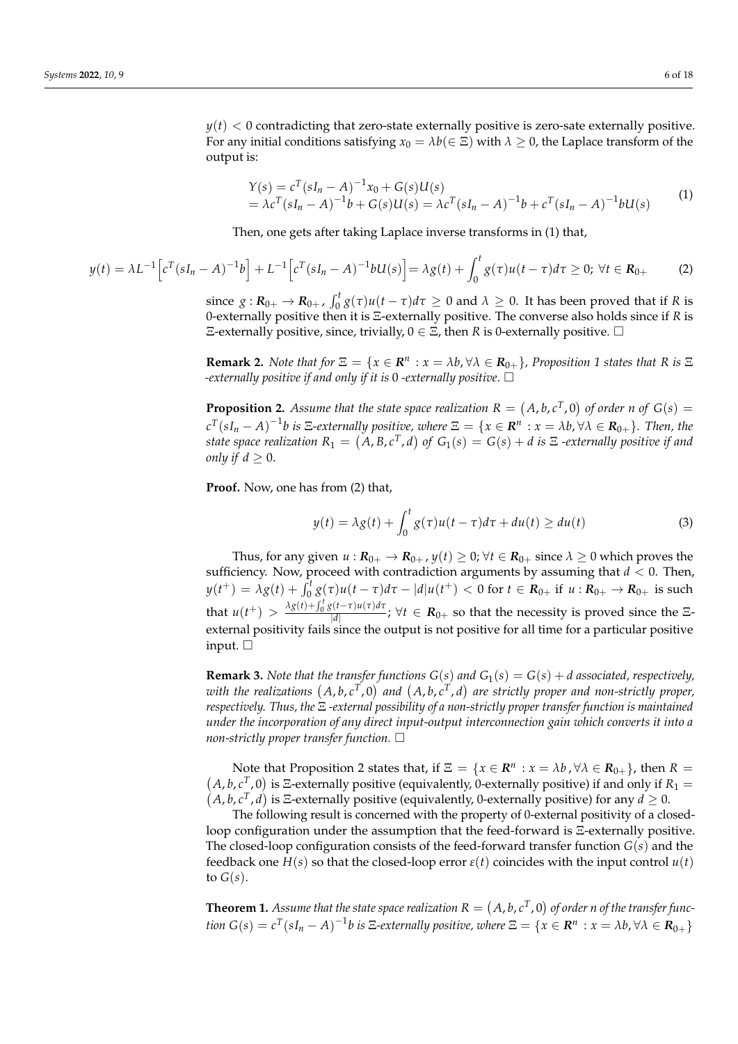$y(t) < 0$ contradicting that zero-state externally positive is zero-sate externally positive. For any initial conditions satisfying $x_0 = \lambda b (\in \Xi)$ with $\lambda \geq 0$, the Laplace transform of the output is:

$$
\begin{aligned}
Y(s) &= c^T (sI_n - A)^{-1} x_0 + G(s)U(s) \\
&= \lambda c^T (sI_n - A)^{-1} b + G(s)U(s) = \lambda c^T (sI_n - A)^{-1} b + c^T (sI_n - A)^{-1} b U(s)
\end{aligned} \tag{1}
$$

Then, one gets after taking Laplace inverse transforms in (1) that,

$$
y(t) = \lambda L^{-1}\left[c^T (sI_n - A)^{-1} b\right] + L^{-1}\left[c^T (sI_n - A)^{-1} b U(s)\right] = \lambda g(t) + \int_0^t g(\tau) u(t-\tau) d\tau \geq 0;\ \forall t \in \mathbf{R}_{0+} \tag{2}
$$

since $g : \mathbf{R}_{0+} \to \mathbf{R}_{0+}$, $\int_0^t g(\tau) u(t-\tau) d\tau \geq 0$ and $\lambda \geq 0$. It has been proved that if $R$ is 0-externally positive then it is $\Xi$-externally positive. The converse also holds since if $R$ is $\Xi$-externally positive, since, trivially, $0 \in \Xi$, then $R$ is 0-externally positive. □

**Remark 2.** *Note that for $\Xi = \{x \in \mathbf{R}^n : x = \lambda b, \forall \lambda \in \mathbf{R}_{0+}\}$, Proposition 1 states that $R$ is $\Xi$-externally positive if and only if it is 0-externally positive.* □

**Proposition 2.** *Assume that the state space realization $R = (A, b, c^T, 0)$ of order $n$ of $G(s) = c^T (sI_n - A)^{-1} b$ is $\Xi$-externally positive, where $\Xi = \{x \in \mathbf{R}^n : x = \lambda b, \forall \lambda \in \mathbf{R}_{0+}\}$. Then, the state space realization $R_1 = (A, B, c^T, d)$ of $G_1(s) = G(s) + d$ is $\Xi$-externally positive if and only if $d \geq 0$.*

**Proof.** Now, one has from (2) that,

$$
y(t) = \lambda g(t) + \int_0^t g(\tau) u(t-\tau) d\tau + du(t) \geq du(t) \tag{3}
$$

Thus, for any given $u : \mathbf{R}_{0+} \to \mathbf{R}_{0+}$, $y(t) \geq 0$; $\forall t \in \mathbf{R}_{0+}$ since $\lambda \geq 0$ which proves the sufficiency. Now, proceed with contradiction arguments by assuming that $d < 0$. Then, $y(t^+) = \lambda g(t) + \int_0^t g(\tau) u(t-\tau) d\tau - |d| u(t^+) < 0$ for $t \in \mathbf{R}_{0+}$ if $u : \mathbf{R}_{0+} \to \mathbf{R}_{0+}$ is such that $u(t^+) > \frac{\lambda g(t) + \int_0^t g(t-\tau) u(\tau) d\tau}{|d|}$; $\forall t \in \mathbf{R}_{0+}$ so that the necessity is proved since the $\Xi$-external positivity fails since the output is not positive for all time for a particular positive input. □

**Remark 3.** *Note that the transfer functions $G(s)$ and $G_1(s) = G(s) + d$ associated, respectively, with the realizations $(A, b, c^T, 0)$ and $(A, b, c^T, d)$ are strictly proper and non-strictly proper, respectively. Thus, the $\Xi$-external possibility of a non-strictly proper transfer function is maintained under the incorporation of any direct input-output interconnection gain which converts it into a non-strictly proper transfer function.* □

Note that Proposition 2 states that, if $\Xi = \{x \in \mathbf{R}^n : x = \lambda b, \forall \lambda \in \mathbf{R}_{0+}\}$, then $R = (A, b, c^T, 0)$ is $\Xi$-externally positive (equivalently, 0-externally positive) if and only if $R_1 = (A, b, c^T, d)$ is $\Xi$-externally positive (equivalently, 0-externally positive) for any $d \geq 0$.

The following result is concerned with the property of 0-external positivity of a closed-loop configuration under the assumption that the feed-forward is $\Xi$-externally positive. The closed-loop configuration consists of the feed-forward transfer function $G(s)$ and the feedback one $H(s)$ so that the closed-loop error $\varepsilon(t)$ coincides with the input control $u(t)$ to $G(s)$.

**Theorem 1.** *Assume that the state space realization $R = (A, b, c^T, 0)$ of order $n$ of the transfer function $G(s) = c^T (sI_n - A)^{-1} b$ is $\Xi$-externally positive, where $\Xi = \{x \in \mathbf{R}^n : x = \lambda b, \forall \lambda \in \mathbf{R}_{0+}\}$*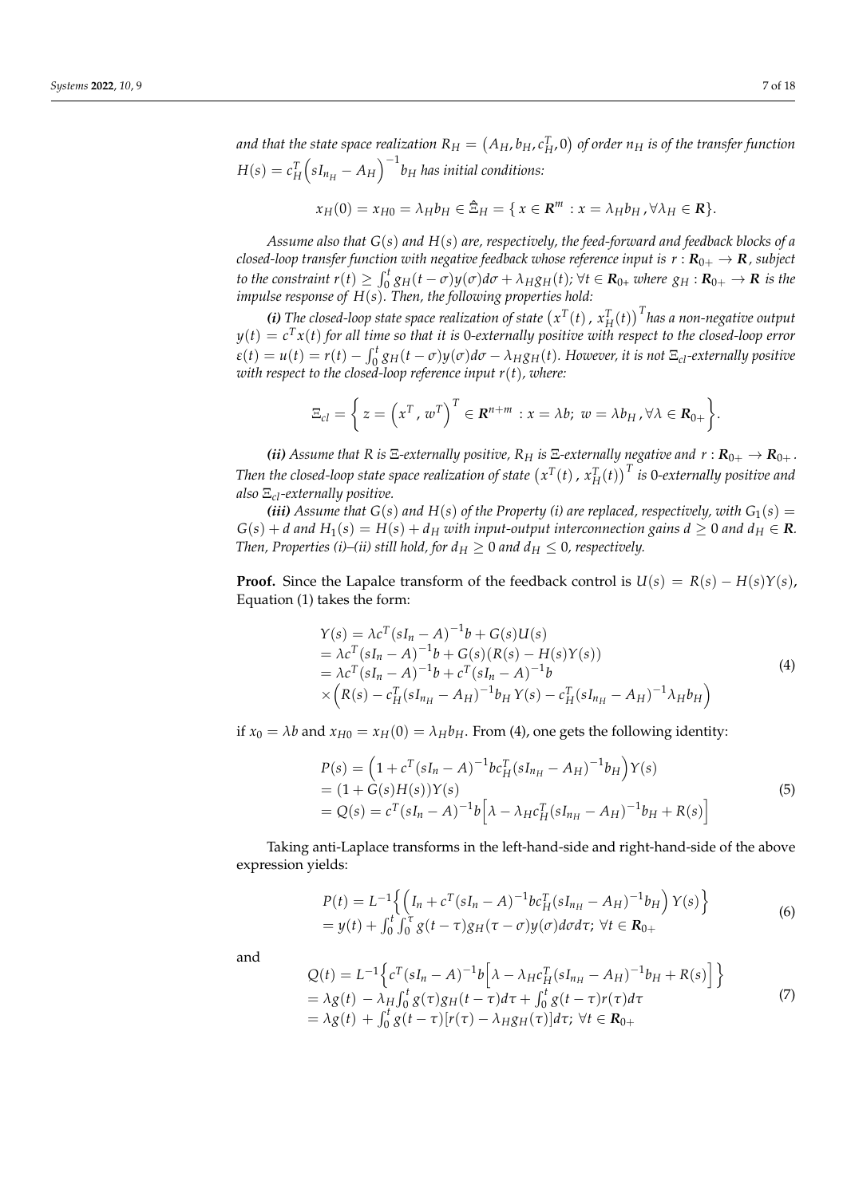*and that the state space realization $R_H = \left(A_H, b_H, c_H^T, 0\right)$ of order $n_H$ is of the transfer function $H(s) = c_H^T\left(sI_{n_H} - A_H\right)^{-1} b_H$ has initial conditions:*

$$x_H(0) = x_{H0} = \lambda_H b_H \in \hat{\Xi}_H = \{\, x \in \mathbf{R}^m \,:\, x = \lambda_H b_H \,, \forall \lambda_H \in \mathbf{R}\}.$$

*Assume also that $G(s)$ and $H(s)$ are, respectively, the feed-forward and feedback blocks of a closed-loop transfer function with negative feedback whose reference input is $r : \mathbf{R}_{0+} \to \mathbf{R}$, subject to the constraint $r(t) \geq \int_0^t g_H(t-\sigma)y(\sigma)d\sigma + \lambda_H g_H(t);\, \forall t \in \mathbf{R}_{0+}$ where $g_H : \mathbf{R}_{0+} \to \mathbf{R}$ is the impulse response of $H(s)$. Then, the following properties hold:*

***(i)** The closed-loop state space realization of state $\left(x^T(t)\,,\, x_H^T(t)\right)^T$ has a non-negative output $y(t) = c^T x(t)$ for all time so that it is 0-externally positive with respect to the closed-loop error $\varepsilon(t) = u(t) = r(t) - \int_0^t g_H(t-\sigma)y(\sigma)d\sigma - \lambda_H g_H(t)$. However, it is not $\Xi_{cl}$-externally positive with respect to the closed-loop reference input $r(t)$, where:*

$$\Xi_{cl} = \left\{\, z = \left(x^T\,,\, w^T\right)^T \in \mathbf{R}^{n+m} \,:\, x = \lambda b;\; w = \lambda b_H \,, \forall \lambda \in \mathbf{R}_{0+} \right\}.$$

***(ii)** Assume that $R$ is $\Xi$-externally positive, $R_H$ is $\Xi$-externally negative and $r : \mathbf{R}_{0+} \to \mathbf{R}_{0+}$. Then the closed-loop state space realization of state $\left(x^T(t)\,,\, x_H^T(t)\right)^T$ is 0-externally positive and also $\Xi_{cl}$-externally positive.*

***(iii)** Assume that $G(s)$ and $H(s)$ of the Property (i) are replaced, respectively, with $G_1(s) = G(s) + d$ and $H_1(s) = H(s) + d_H$ with input-output interconnection gains $d \geq 0$ and $d_H \in \mathbf{R}$. Then, Properties (i)–(ii) still hold, for $d_H \geq 0$ and $d_H \leq 0$, respectively.*

**Proof.** Since the Lapalce transform of the feedback control is $U(s) = R(s) - H(s)Y(s)$, Equation (1) takes the form:

$$\begin{aligned}
Y(s) &= \lambda c^T (sI_n - A)^{-1} b + G(s)U(s) \\
&= \lambda c^T (sI_n - A)^{-1} b + G(s)(R(s) - H(s)Y(s)) \\
&= \lambda c^T (sI_n - A)^{-1} b + c^T (sI_n - A)^{-1} b \\
&\times \left(R(s) - c_H^T (sI_{n_H} - A_H)^{-1} b_H\, Y(s) - c_H^T (sI_{n_H} - A_H)^{-1} \lambda_H b_H\right)
\end{aligned} \tag{4}$$

if $x_0 = \lambda b$ and $x_{H0} = x_H(0) = \lambda_H b_H$. From (4), one gets the following identity:

$$\begin{aligned}
P(s) &= \left(1 + c^T (sI_n - A)^{-1} b c_H^T (sI_{n_H} - A_H)^{-1} b_H\right) Y(s) \\
&= (1 + G(s)H(s))Y(s) \\
&= Q(s) = c^T (sI_n - A)^{-1} b\left[\lambda - \lambda_H c_H^T (sI_{n_H} - A_H)^{-1} b_H + R(s)\right]
\end{aligned} \tag{5}$$

Taking anti-Laplace transforms in the left-hand-side and right-hand-side of the above expression yields:

$$\begin{aligned}
P(t) &= L^{-1}\left\{ \left(I_n + c^T (sI_n - A)^{-1} b c_H^T (sI_{n_H} - A_H)^{-1} b_H\right) Y(s) \right\} \\
&= y(t) + \int_0^t \int_0^\tau g(t-\tau) g_H(\tau - \sigma) y(\sigma) d\sigma d\tau;\; \forall t \in \mathbf{R}_{0+}
\end{aligned} \tag{6}$$

and

$$\begin{aligned}
Q(t) &= L^{-1}\left\{ c^T (sI_n - A)^{-1} b\left[\lambda - \lambda_H c_H^T (sI_{n_H} - A_H)^{-1} b_H + R(s)\right] \right\} \\
&= \lambda g(t) - \lambda_H \int_0^t g(\tau) g_H(t-\tau) d\tau + \int_0^t g(t-\tau) r(\tau) d\tau \\
&= \lambda g(t) + \int_0^t g(t-\tau)[r(\tau) - \lambda_H g_H(\tau)] d\tau;\; \forall t \in \mathbf{R}_{0+}
\end{aligned} \tag{7}$$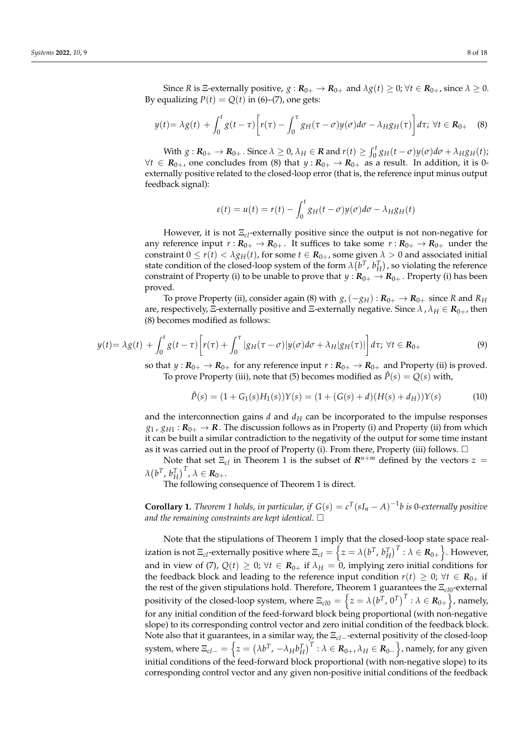Since $R$ is $\Xi$-externally positive, $g : \boldsymbol{R}_{0+} \to \boldsymbol{R}_{0+}$ and $\lambda g(t) \geq 0; \forall t \in \boldsymbol{R}_{0+}$, since $\lambda \geq 0$. By equalizing $P(t) = Q(t)$ in (6)–(7), one gets:

$$y(t) = \lambda g(t) + \int_0^t g(t-\tau)\left[r(\tau) - \int_0^\tau g_H(\tau-\sigma)y(\sigma)d\sigma - \lambda_H g_H(\tau)\right]d\tau;\ \forall t \in \boldsymbol{R}_{0+} \quad (8)$$

With $g : \boldsymbol{R}_{0+} \to \boldsymbol{R}_{0+}$. Since $\lambda \geq 0$, $\lambda_H \in \boldsymbol{R}$ and $r(t) \geq \int_0^t g_H(t-\sigma)y(\sigma)d\sigma + \lambda_H g_H(t)$; $\forall t \in \boldsymbol{R}_{0+}$, one concludes from (8) that $y : \boldsymbol{R}_{0+} \to \boldsymbol{R}_{0+}$ as a result. In addition, it is 0-externally positive related to the closed-loop error (that is, the reference input minus output feedback signal):

$$\varepsilon(t) = u(t) = r(t) - \int_0^t g_H(t-\sigma)y(\sigma)d\sigma - \lambda_H g_H(t)$$

However, it is not $\Xi_{cl}$-externally positive since the output is not non-negative for any reference input $r : \boldsymbol{R}_{0+} \to \boldsymbol{R}_{0+}$. It suffices to take some $r : \boldsymbol{R}_{0+} \to \boldsymbol{R}_{0+}$ under the constraint $0 \leq r(t) < \lambda g_H(t)$, for some $t \in \boldsymbol{R}_{0+}$, some given $\lambda > 0$ and associated initial state condition of the closed-loop system of the form $\lambda\left(b^T, b_H^T\right)$, so violating the reference constraint of Property (i) to be unable to prove that $y : \boldsymbol{R}_{0+} \to \boldsymbol{R}_{0+}$. Property (i) has been proved.

To prove Property (ii), consider again (8) with $g, (-g_H) : \boldsymbol{R}_{0+} \to \boldsymbol{R}_{0+}$ since $R$ and $R_H$ are, respectively, $\Xi$-externally positive and $\Xi$-externally negative. Since $\lambda, \lambda_H \in \boldsymbol{R}_{0+}$, then (8) becomes modified as follows:

$$y(t) = \lambda g(t) + \int_0^t g(t-\tau)\left[r(\tau) + \int_0^\tau |g_H(\tau-\sigma)|y(\sigma)d\sigma + \lambda_H|g_H(\tau)|\right]d\tau;\ \forall t \in \boldsymbol{R}_{0+} \quad (9)$$

so that $y : \boldsymbol{R}_{0+} \to \boldsymbol{R}_{0+}$ for any reference input $r : \boldsymbol{R}_{0+} \to \boldsymbol{R}_{0+}$ and Property (ii) is proved.

To prove Property (iii), note that (5) becomes modified as $\hat{P}(s) = Q(s)$ with,

$$\hat{P}(s) = (1 + G_1(s)H_1(s))Y(s) = (1 + (G(s) + d)(H(s) + d_H))Y(s) \quad (10)$$

and the interconnection gains $d$ and $d_H$ can be incorporated to the impulse responses $g_1, g_{H1} : \boldsymbol{R}_{0+} \to \boldsymbol{R}$. The discussion follows as in Property (i) and Property (ii) from which it can be built a similar contradiction to the negativity of the output for some time instant as it was carried out in the proof of Property (i). From there, Property (iii) follows. □

Note that set $\Xi_{cl}$ in Theorem 1 is the subset of $\boldsymbol{R}^{n+m}$ defined by the vectors $z = \lambda\left(b^T, b_H^T\right)^T, \lambda \in \boldsymbol{R}_{0+}$.

The following consequence of Theorem 1 is direct.

**Corollary 1.** *Theorem 1 holds, in particular, if $G(s) = c^T(sI_n - A)^{-1}b$ is 0-externally positive and the remaining constraints are kept identical.* □

Note that the stipulations of Theorem 1 imply that the closed-loop state space realization is not $\Xi_{cl}$-externally positive where $\Xi_{cl} = \left\{z = \lambda\left(b^T, b_H^T\right)^T : \lambda \in \boldsymbol{R}_{0+}\right\}$. However, and in view of (7), $Q(t) \geq 0; \forall t \in \boldsymbol{R}_{0+}$ if $\lambda_H = 0$, implying zero initial conditions for the feedback block and leading to the reference input condition $r(t) \geq 0; \forall t \in \boldsymbol{R}_{0+}$ if the rest of the given stipulations hold. Therefore, Theorem 1 guarantees the $\Xi_{cl0}$-external positivity of the closed-loop system, where $\Xi_{cl0} = \left\{z = \lambda\left(b^T, 0^T\right)^T : \lambda \in \boldsymbol{R}_{0+}\right\}$, namely, for any initial condition of the feed-forward block being proportional (with non-negative slope) to its corresponding control vector and zero initial condition of the feedback block. Note also that it guarantees, in a similar way, the $\Xi_{cl-}$-external positivity of the closed-loop system, where $\Xi_{cl-} = \left\{z = \left(\lambda b^T, -\lambda_H b_H^T\right)^T : \lambda \in \boldsymbol{R}_{0+}, \lambda_H \in \boldsymbol{R}_{0-}\right\}$, namely, for any given initial conditions of the feed-forward block proportional (with non-negative slope) to its corresponding control vector and any given non-positive initial conditions of the feedback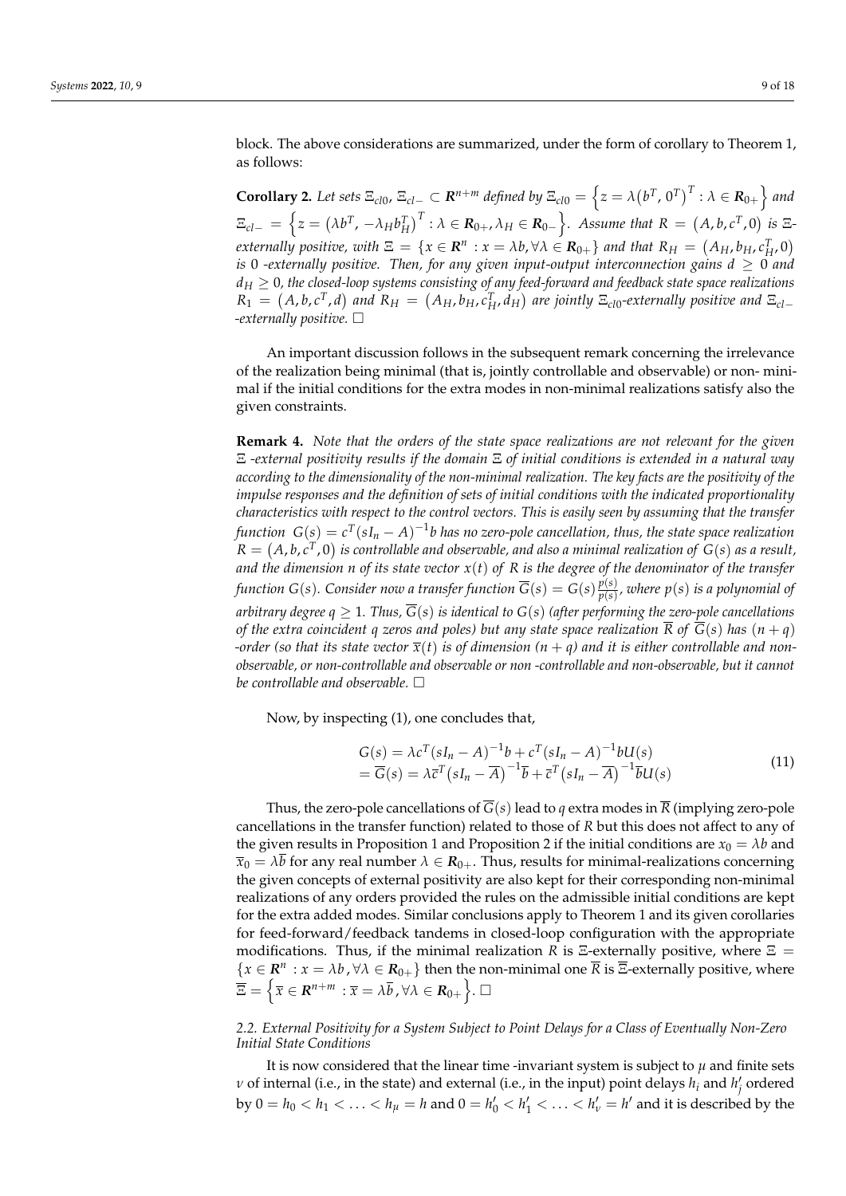block. The above considerations are summarized, under the form of corollary to Theorem 1, as follows:

**Corollary 2.** *Let sets* $\Xi_{cl0}$*,* $\Xi_{cl-} \subset \mathbf{R}^{n+m}$ *defined by* $\Xi_{cl0} = \left\{ z = \lambda \left( b^T, \, 0^T \right)^T : \lambda \in \mathbf{R}_{0+} \right\}$ *and* $\Xi_{cl-} = \left\{ z = \left( \lambda b^T, \, -\lambda_H b_H^T \right)^T : \lambda \in \mathbf{R}_{0+}, \lambda_H \in \mathbf{R}_{0-} \right\}$*. Assume that* $R = \left( A, b, c^T, 0 \right)$ *is* $\Xi$*-externally positive, with* $\Xi = \left\{ x \in \mathbf{R}^n : x = \lambda b, \forall \lambda \in \mathbf{R}_{0+} \right\}$ *and that* $R_H = \left( A_H, b_H, c_H^T, 0 \right)$ *is* 0 *-externally positive. Then, for any given input-output interconnection gains* $d \geq 0$ *and* $d_H \geq 0$*, the closed-loop systems consisting of any feed-forward and feedback state space realizations* $R_1 = \left( A, b, c^T, d \right)$ *and* $R_H = \left( A_H, b_H, c_H^T, d_H \right)$ *are jointly* $\Xi_{cl0}$*-externally positive and* $\Xi_{cl-}$ *-externally positive.* $\square$

An important discussion follows in the subsequent remark concerning the irrelevance of the realization being minimal (that is, jointly controllable and observable) or non- minimal if the initial conditions for the extra modes in non-minimal realizations satisfy also the given constraints.

**Remark 4.** *Note that the orders of the state space realizations are not relevant for the given* $\Xi$ *-external positivity results if the domain* $\Xi$ *of initial conditions is extended in a natural way according to the dimensionality of the non-minimal realization. The key facts are the positivity of the impulse responses and the definition of sets of initial conditions with the indicated proportionality characteristics with respect to the control vectors. This is easily seen by assuming that the transfer function* $G(s) = c^T (sI_n - A)^{-1} b$ *has no zero-pole cancellation, thus, the state space realization* $R = \left( A, b, c^T, 0 \right)$ *is controllable and observable, and also a minimal realization of* $G(s)$ *as a result, and the dimension* $n$ *of its state vector* $x(t)$ *of* $R$ *is the degree of the denominator of the transfer function* $G(s)$*. Consider now a transfer function* $\overline{G}(s) = G(s) \frac{p(s)}{p(s)}$*, where* $p(s)$ *is a polynomial of arbitrary degree* $q \geq 1$*. Thus,* $\overline{G}(s)$ *is identical to* $G(s)$ *(after performing the zero-pole cancellations of the extra coincident* $q$ *zeros and poles) but any state space realization* $\overline{R}$ *of* $\overline{G}(s)$ *has* $(n+q)$ *-order (so that its state vector* $\overline{x}(t)$ *is of dimension* $(n+q)$ *and it is either controllable and non-observable, or non-controllable and observable or non -controllable and non-observable, but it cannot be controllable and observable.* $\square$

Now, by inspecting (1), one concludes that,

$$
\begin{aligned}
G(s) &= \lambda c^T (sI_n - A)^{-1} b + c^T (sI_n - A)^{-1} b U(s) \\
&= \overline{G}(s) = \lambda \overline{c}^T \left( sI_n - \overline{A} \right)^{-1} \overline{b} + \overline{c}^T \left( sI_n - \overline{A} \right)^{-1} \overline{b} U(s)
\end{aligned}
\tag{11}
$$

Thus, the zero-pole cancellations of $\overline{G}(s)$ lead to $q$ extra modes in $\overline{R}$ (implying zero-pole cancellations in the transfer function) related to those of $R$ but this does not affect to any of the given results in Proposition 1 and Proposition 2 if the initial conditions are $x_0 = \lambda b$ and $\overline{x}_0 = \lambda \overline{b}$ for any real number $\lambda \in \mathbf{R}_{0+}$. Thus, results for minimal-realizations concerning the given concepts of external positivity are also kept for their corresponding non-minimal realizations of any orders provided the rules on the admissible initial conditions are kept for the extra added modes. Similar conclusions apply to Theorem 1 and its given corollaries for feed-forward/feedback tandems in closed-loop configuration with the appropriate modifications. Thus, if the minimal realization $R$ is $\Xi$-externally positive, where $\Xi = \left\{ x \in \mathbf{R}^n : x = \lambda b, \forall \lambda \in \mathbf{R}_{0+} \right\}$ then the non-minimal one $\overline{R}$ is $\overline{\Xi}$-externally positive, where $\overline{\Xi} = \left\{ \overline{x} \in \mathbf{R}^{n+m} : \overline{x} = \lambda \overline{b}, \forall \lambda \in \mathbf{R}_{0+} \right\}$. $\square$

### 2.2. External Positivity for a System Subject to Point Delays for a Class of Eventually Non-Zero Initial State Conditions

It is now considered that the linear time -invariant system is subject to $\mu$ and finite sets $\nu$ of internal (i.e., in the state) and external (i.e., in the input) point delays $h_i$ and $h_j'$ ordered by $0 = h_0 < h_1 < \ldots < h_\mu = h$ and $0 = h_0' < h_1' < \ldots < h_\nu' = h'$ and it is described by the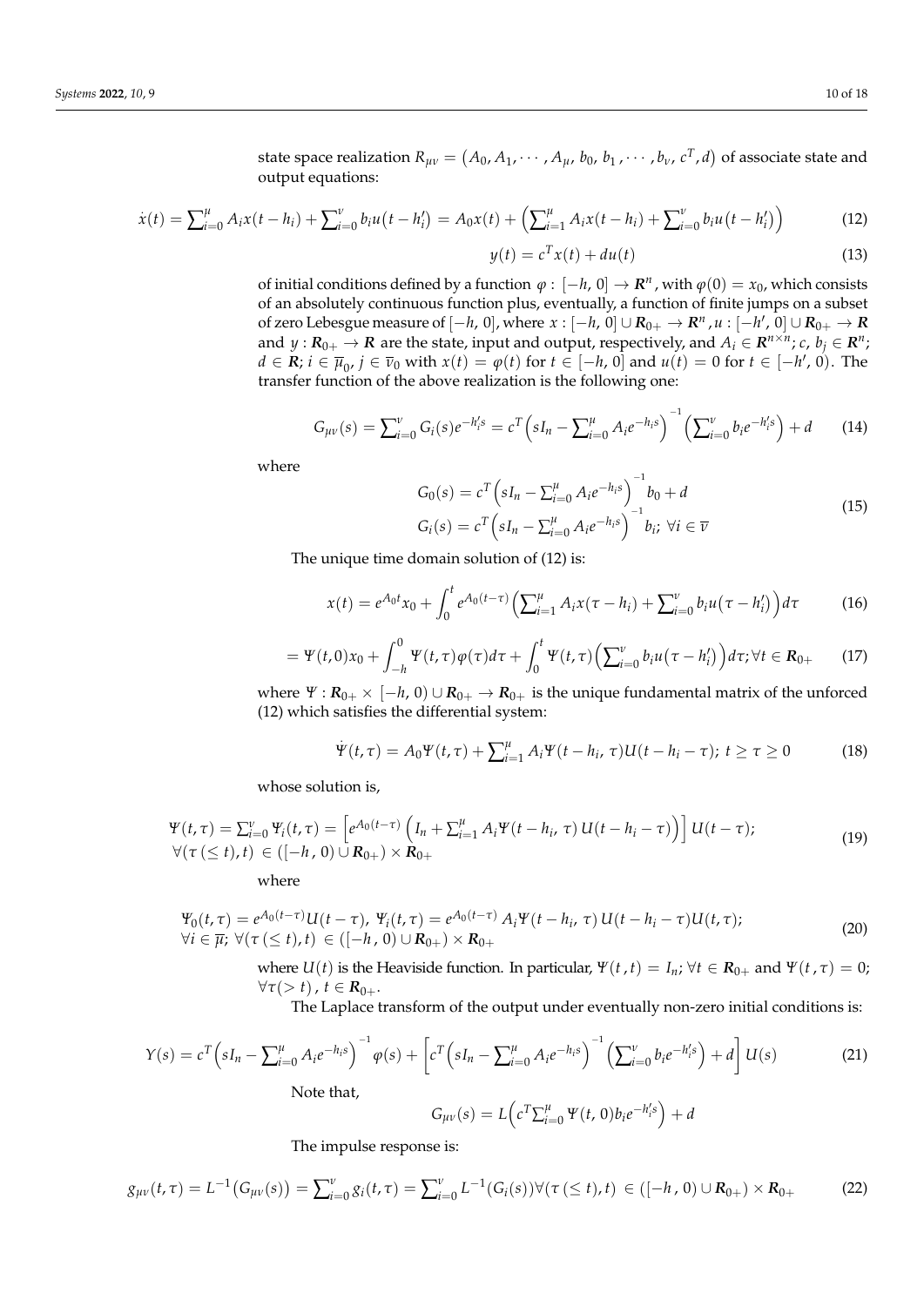state space realization $R_{\mu\nu} = \left(A_0, A_1, \cdots, A_\mu, b_0, b_1, \cdots, b_\nu, c^T, d\right)$ of associate state and output equations:

$$\dot{x}(t) = \sum_{i=0}^{\mu} A_i x(t-h_i) + \sum_{i=0}^{\nu} b_i u\left(t-h_i'\right) = A_0 x(t) + \left(\sum_{i=1}^{\mu} A_i x(t-h_i) + \sum_{i=0}^{\nu} b_i u\left(t-h_i'\right)\right) \tag{12}$$

$$y(t) = c^T x(t) + du(t) \tag{13}$$

of initial conditions defined by a function $\varphi : [-h, 0] \to \boldsymbol{R}^n$, with $\varphi(0) = x_0$, which consists of an absolutely continuous function plus, eventually, a function of finite jumps on a subset of zero Lebesgue measure of $[-h, 0]$, where $x : [-h, 0] \cup \boldsymbol{R}_{0+} \to \boldsymbol{R}^n$, $u : [-h', 0] \cup \boldsymbol{R}_{0+} \to \boldsymbol{R}$ and $y : \boldsymbol{R}_{0+} \to \boldsymbol{R}$ are the state, input and output, respectively, and $A_i \in \boldsymbol{R}^{n\times n}$; $c, b_j \in \boldsymbol{R}^n$; $d \in \boldsymbol{R}$; $i \in \overline{\mu}_0$, $j \in \overline{\nu}_0$ with $x(t) = \varphi(t)$ for $t \in [-h, 0]$ and $u(t) = 0$ for $t \in [-h', 0)$. The transfer function of the above realization is the following one:

$$G_{\mu\nu}(s) = \sum_{i=0}^{\nu} G_i(s) e^{-h_i' s} = c^T \left(sI_n - \sum_{i=0}^{\mu} A_i e^{-h_i s}\right)^{-1} \left(\sum_{i=0}^{\nu} b_i e^{-h_i' s}\right) + d \tag{14}$$

where

$$\begin{aligned} G_0(s) &= c^T \left(sI_n - \sum_{i=0}^{\mu} A_i e^{-h_i s}\right)^{-1} b_0 + d \\ G_i(s) &= c^T \left(sI_n - \sum_{i=0}^{\mu} A_i e^{-h_i s}\right)^{-1} b_i;\ \forall i \in \overline{\nu} \end{aligned} \tag{15}$$

The unique time domain solution of (12) is:

$$x(t) = e^{A_0 t} x_0 + \int_0^t e^{A_0(t-\tau)} \left(\sum_{i=1}^{\mu} A_i x(\tau - h_i) + \sum_{i=0}^{\nu} b_i u\left(\tau - h_i'\right)\right) d\tau \tag{16}$$

$$= \Psi(t,0) x_0 + \int_{-h}^{0} \Psi(t,\tau) \varphi(\tau) d\tau + \int_0^t \Psi(t,\tau) \left(\sum_{i=0}^{\nu} b_i u\left(\tau - h_i'\right)\right) d\tau; \forall t \in \boldsymbol{R}_{0+} \tag{17}$$

where $\Psi : \boldsymbol{R}_{0+} \times [-h, 0) \cup \boldsymbol{R}_{0+} \to \boldsymbol{R}_{0+}$ is the unique fundamental matrix of the unforced (12) which satisfies the differential system:

$$\dot{\Psi}(t,\tau) = A_0 \Psi(t,\tau) + \sum_{i=1}^{\mu} A_i \Psi(t-h_i, \tau) U(t - h_i - \tau);\ t \geq \tau \geq 0 \tag{18}$$

whose solution is,

$$\begin{aligned} &\Psi(t,\tau) = \sum_{i=0}^{\nu} \Psi_i(t,\tau) = \left[e^{A_0(t-\tau)} \left(I_n + \sum_{i=1}^{\mu} A_i \Psi(t-h_i, \tau)\, U(t-h_i-\tau)\right)\right] U(t-\tau); \\ &\forall (\tau\,(\leq t), t) \in ([-h, 0) \cup \boldsymbol{R}_{0+}) \times \boldsymbol{R}_{0+} \end{aligned} \tag{19}$$

where

$$\begin{aligned} &\Psi_0(t,\tau) = e^{A_0(t-\tau)} U(t-\tau),\ \Psi_i(t,\tau) = e^{A_0(t-\tau)} A_i \Psi(t-h_i, \tau)\, U(t-h_i-\tau) U(t,\tau); \\ &\forall i \in \overline{\mu};\ \forall (\tau\,(\leq t), t) \in ([-h, 0) \cup \boldsymbol{R}_{0+}) \times \boldsymbol{R}_{0+} \end{aligned} \tag{20}$$

where $U(t)$ is the Heaviside function. In particular, $\Psi(t, t) = I_n$; $\forall t \in \boldsymbol{R}_{0+}$ and $\Psi(t, \tau) = 0$; $\forall \tau (> t)$, $t \in \boldsymbol{R}_{0+}$.

The Laplace transform of the output under eventually non-zero initial conditions is:

$$Y(s) = c^T \left(sI_n - \sum_{i=0}^{\mu} A_i e^{-h_i s}\right)^{-1} \varphi(s) + \left[c^T \left(sI_n - \sum_{i=0}^{\mu} A_i e^{-h_i s}\right)^{-1} \left(\sum_{i=0}^{\nu} b_i e^{-h_i' s}\right) + d\right] U(s) \tag{21}$$

Note that,

$$G_{\mu\nu}(s) = L\left(c^T \sum_{i=0}^{\mu} \Psi(t, 0) b_i e^{-h_i' s}\right) + d$$

The impulse response is:

$$g_{\mu\nu}(t,\tau) = L^{-1}\left(G_{\mu\nu}(s)\right) = \sum_{i=0}^{\nu} g_i(t,\tau) = \sum_{i=0}^{\nu} L^{-1}(G_i(s)) \forall (\tau\,(\leq t), t) \in ([-h, 0) \cup \boldsymbol{R}_{0+}) \times \boldsymbol{R}_{0+} \tag{22}$$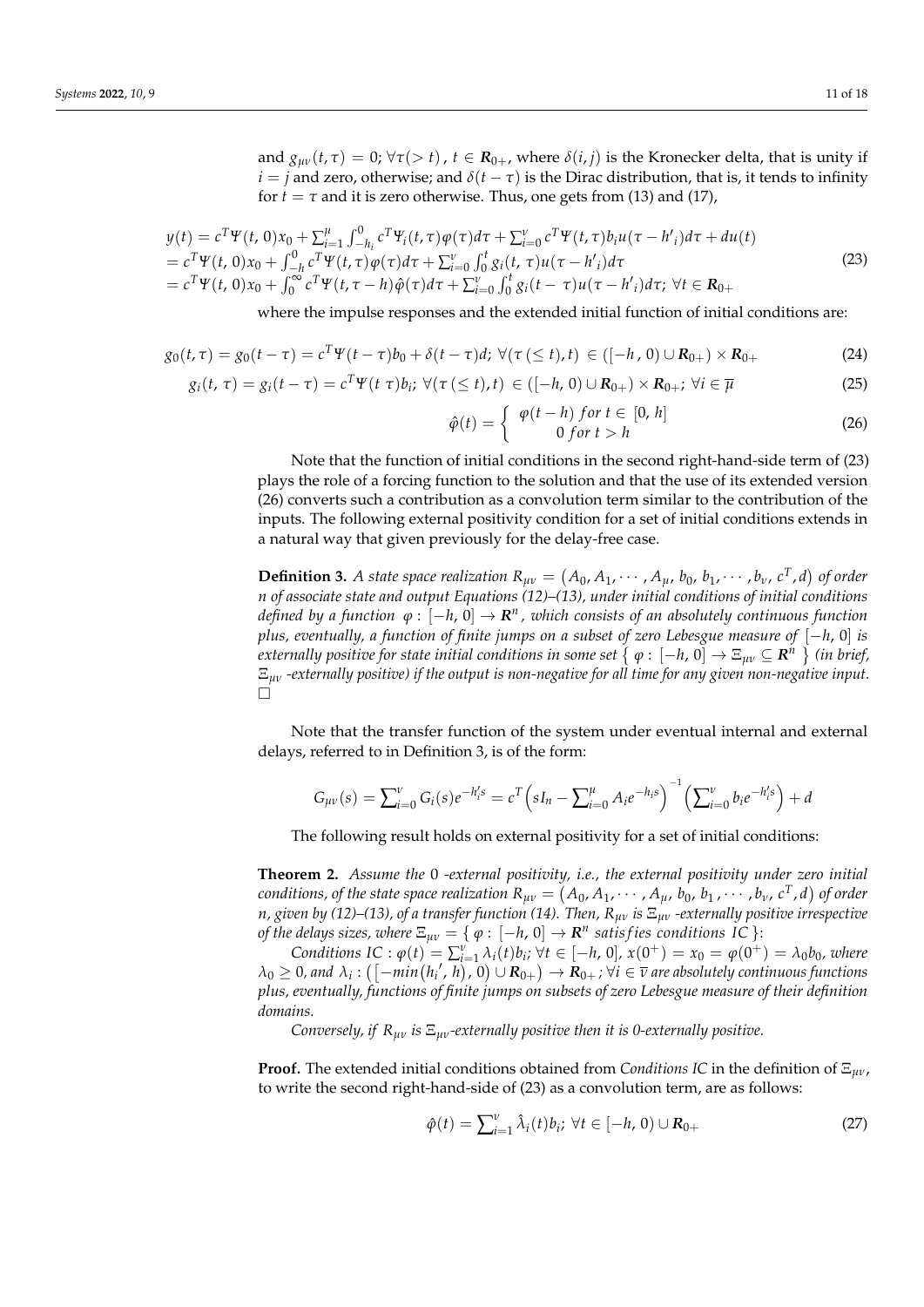and $g_{\mu\nu}(t,\tau) = 0$; $\forall \tau (> t)$, $t \in \mathbf{R}_{0+}$, where $\delta(i,j)$ is the Kronecker delta, that is unity if $i = j$ and zero, otherwise; and $\delta(t-\tau)$ is the Dirac distribution, that is, it tends to infinity for $t = \tau$ and it is zero otherwise. Thus, one gets from (13) and (17),

$$
\begin{aligned}
y(t) &= c^T \Psi(t,0)x_0 + \sum_{i=1}^{\mu} \int_{-h_i}^{0} c^T \Psi_i(t,\tau)\varphi(\tau)d\tau + \sum_{i=0}^{\nu} c^T \Psi(t,\tau) b_i u(\tau - h'_i)d\tau + du(t) \\
&= c^T \Psi(t,0)x_0 + \int_{-h}^{0} c^T \Psi(t,\tau)\varphi(\tau)d\tau + \sum_{i=0}^{\nu} \int_0^t g_i(t,\tau) u(\tau - h'_i)d\tau \\
&= c^T \Psi(t,0)x_0 + \int_0^{\infty} c^T \Psi(t,\tau - h)\hat{\varphi}(\tau)d\tau + \sum_{i=0}^{\nu} \int_0^t g_i(t-\tau) u(\tau - h'_i)d\tau;\ \forall t \in \mathbf{R}_{0+}
\end{aligned}
\tag{23}
$$

where the impulse responses and the extended initial function of initial conditions are:

$$
g_0(t,\tau) = g_0(t-\tau) = c^T \Psi(t-\tau)b_0 + \delta(t-\tau)d;\ \forall (\tau (\leq t), t) \in ([-h, 0) \cup \mathbf{R}_{0+}) \times \mathbf{R}_{0+} \tag{24}
$$

$$
g_i(t,\tau) = g_i(t-\tau) = c^T \Psi(t\ \tau)b_i;\ \forall (\tau (\leq t), t) \in ([-h, 0) \cup \mathbf{R}_{0+}) \times \mathbf{R}_{0+};\ \forall i \in \overline{\mu} \tag{25}
$$

$$
\hat{\varphi}(t) = \begin{cases} \varphi(t-h) \text{ for } t \in [0, h] \\ 0 \text{ for } t > h \end{cases} \tag{26}
$$

Note that the function of initial conditions in the second right-hand-side term of (23) plays the role of a forcing function to the solution and that the use of its extended version (26) converts such a contribution as a convolution term similar to the contribution of the inputs. The following external positivity condition for a set of initial conditions extends in a natural way that given previously for the delay-free case.

**Definition 3.** *A state space realization $R_{\mu\nu} = (A_0, A_1, \cdots, A_\mu, b_0, b_1, \cdots, b_\nu, c^T, d)$ of order $n$ of associate state and output Equations (12)–(13), under initial conditions of initial conditions defined by a function $\varphi : [-h, 0] \to \mathbf{R}^n$, which consists of an absolutely continuous function plus, eventually, a function of finite jumps on a subset of zero Lebesgue measure of $[-h, 0]$ is externally positive for state initial conditions in some set $\{ \varphi : [-h, 0] \to \Xi_{\mu\nu} \subseteq \mathbf{R}^n \}$ (in brief, $\Xi_{\mu\nu}$ -externally positive) if the output is non-negative for all time for any given non-negative input.* □

Note that the transfer function of the system under eventual internal and external delays, referred to in Definition 3, is of the form:

$$
G_{\mu\nu}(s) = \sum_{i=0}^{\nu} G_i(s) e^{-h'_i s} = c^T \left( sI_n - \sum_{i=0}^{\mu} A_i e^{-h_i s} \right)^{-1} \left( \sum_{i=0}^{\nu} b_i e^{-h'_i s} \right) + d
$$

The following result holds on external positivity for a set of initial conditions:

**Theorem 2.** *Assume the 0 -external positivity, i.e., the external positivity under zero initial conditions, of the state space realization $R_{\mu\nu} = (A_0, A_1, \cdots, A_\mu, b_0, b_1, \cdots, b_\nu, c^T, d)$ of order $n$, given by (12)–(13), of a transfer function (14). Then, $R_{\mu\nu}$ is $\Xi_{\mu\nu}$ -externally positive irrespective of the delays sizes, where $\Xi_{\mu\nu} = \{ \varphi : [-h, 0] \to \mathbf{R}^n \text{ satisfies conditions } IC \}$:*

*Conditions $IC$ : $\varphi(t) = \sum_{i=1}^{\nu} \lambda_i(t) b_i$; $\forall t \in [-h, 0]$, $x(0^+) = x_0 = \varphi(0^+) = \lambda_0 b_0$, where $\lambda_0 \geq 0$, and $\lambda_i : ([-min(h_i', h), 0) \cup \mathbf{R}_{0+}) \to \mathbf{R}_{0+}$; $\forall i \in \overline{\nu}$ are absolutely continuous functions plus, eventually, functions of finite jumps on subsets of zero Lebesgue measure of their definition domains.*

*Conversely, if $R_{\mu\nu}$ is $\Xi_{\mu\nu}$-externally positive then it is 0-externally positive.*

**Proof.** The extended initial conditions obtained from *Conditions IC* in the definition of $\Xi_{\mu\nu}$, to write the second right-hand-side of (23) as a convolution term, are as follows:

$$
\hat{\varphi}(t) = \sum_{i=1}^{\nu} \hat{\lambda}_i(t) b_i;\ \forall t \in [-h, 0) \cup \mathbf{R}_{0+} \tag{27}
$$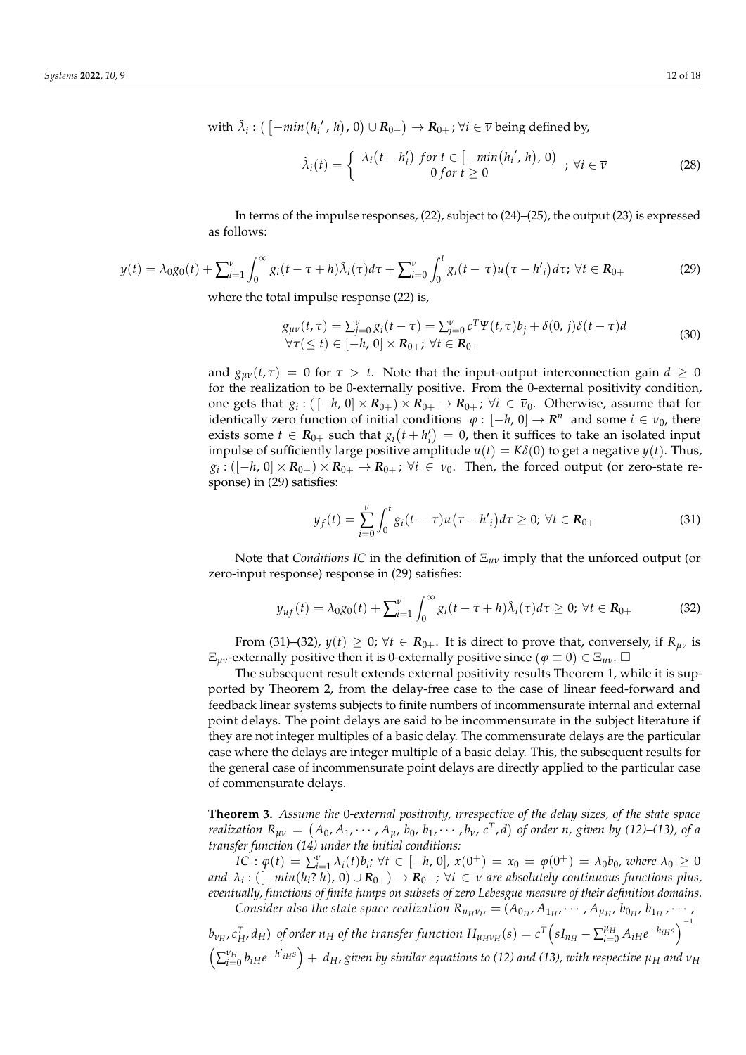with $\hat{\lambda}_i : \left( \left[ -min\left(h_i{}', h\right), 0\right) \cup \boldsymbol{R}_{0+} \right) \to \boldsymbol{R}_{0+}$; $\forall i \in \overline{\nu}$ being defined by,

$$\hat{\lambda}_i(t) = \begin{cases} \lambda_i\left(t - h_i'\right) \; for \; t \in \left[ -min\left(h_i{}', h\right), 0\right) \\ 0 \; for \; t \geq 0 \end{cases} ; \; \forall i \in \overline{\nu} \tag{28}$$

In terms of the impulse responses, (22), subject to (24)–(25), the output (23) is expressed as follows:

$$y(t) = \lambda_0 g_0(t) + \sum_{i=1}^{\nu} \int_0^{\infty} g_i(t - \tau + h)\hat{\lambda}_i(\tau) d\tau + \sum_{i=0}^{\nu} \int_0^{t} g_i(t - \tau) u\left(\tau - h'_i\right) d\tau; \; \forall t \in \boldsymbol{R}_{0+} \tag{29}$$

where the total impulse response (22) is,

$$\begin{array}{c} g_{\mu\nu}(t, \tau) = \sum_{j=0}^{\nu} g_i(t - \tau) = \sum_{j=0}^{\nu} c^T \Psi(t, \tau) b_j + \delta(0, j)\delta(t - \tau) d \\ \forall \tau (\leq t) \in [-h, 0] \times \boldsymbol{R}_{0+}; \; \forall t \in \boldsymbol{R}_{0+} \end{array} \tag{30}$$

and $g_{\mu\nu}(t, \tau) = 0$ for $\tau > t$. Note that the input-output interconnection gain $d \geq 0$ for the realization to be 0-externally positive. From the 0-external positivity condition, one gets that $g_i : \left( [-h, 0] \times \boldsymbol{R}_{0+} \right) \times \boldsymbol{R}_{0+} \to \boldsymbol{R}_{0+}$; $\forall i \in \overline{\nu}_0$. Otherwise, assume that for identically zero function of initial conditions $\varphi : [-h, 0] \to \boldsymbol{R}^n$ and some $i \in \overline{\nu}_0$, there exists some $t \in \boldsymbol{R}_{0+}$ such that $g_i\left(t + h_i'\right) = 0$, then it suffices to take an isolated input impulse of sufficiently large positive amplitude $u(t) = K\delta(0)$ to get a negative $y(t)$. Thus, $g_i : \left([-h, 0] \times \boldsymbol{R}_{0+}\right) \times \boldsymbol{R}_{0+} \to \boldsymbol{R}_{0+}$; $\forall i \in \overline{\nu}_0$. Then, the forced output (or zero-state response) in (29) satisfies:

$$y_f(t) = \sum_{i=0}^{\nu} \int_0^t g_i(t - \tau) u\left(\tau - h'_i\right) d\tau \geq 0; \; \forall t \in \boldsymbol{R}_{0+} \tag{31}$$

Note that *Conditions IC* in the definition of $\Xi_{\mu\nu}$ imply that the unforced output (or zero-input response) response in (29) satisfies:

$$y_{uf}(t) = \lambda_0 g_0(t) + \sum_{i=1}^{\nu} \int_0^{\infty} g_i(t - \tau + h)\hat{\lambda}_i(\tau) d\tau \geq 0; \; \forall t \in \boldsymbol{R}_{0+} \tag{32}$$

From (31)–(32), $y(t) \geq 0$; $\forall t \in \boldsymbol{R}_{0+}$. It is direct to prove that, conversely, if $R_{\mu\nu}$ is $\Xi_{\mu\nu}$-externally positive then it is 0-externally positive since $(\varphi \equiv 0) \in \Xi_{\mu\nu}$. □

The subsequent result extends external positivity results Theorem 1, while it is supported by Theorem 2, from the delay-free case to the case of linear feed-forward and feedback linear systems subjects to finite numbers of incommensurate internal and external point delays. The point delays are said to be incommensurate in the subject literature if they are not integer multiples of a basic delay. The commensurate delays are the particular case where the delays are integer multiple of a basic delay. This, the subsequent results for the general case of incommensurate point delays are directly applied to the particular case of commensurate delays.

**Theorem 3.** *Assume the 0-external positivity, irrespective of the delay sizes, of the state space realization* $R_{\mu\nu} = \left(A_0, A_1, \cdots, A_\mu, b_0, b_1, \cdots, b_\nu, c^T, d\right)$ *of order n, given by (12)–(13), of a transfer function (14) under the initial conditions:*

*IC* : $\varphi(t) = \sum_{i=1}^{\nu} \lambda_i(t) b_i$; $\forall t \in [-h, 0]$, $x(0^+) = x_0 = \varphi(0^+) = \lambda_0 b_0$, *where* $\lambda_0 \geq 0$ *and* $\lambda_i : \left([-min(h_i? h), 0) \cup \boldsymbol{R}_{0+}\right) \to \boldsymbol{R}_{0+}$; $\forall i \in \overline{\nu}$ *are absolutely continuous functions plus, eventually, functions of finite jumps on subsets of zero Lebesgue measure of their definition domains.*

*Consider also the state space realization* $R_{\mu_H \nu_H} = (A_{0_H}, A_{1_H}, \cdots, A_{\mu_H}, b_{0_H}, b_{1_H}, \cdots, b_{\nu_H}, c_H^T, d_H)$ *of order* $n_H$ *of the transfer function* $H_{\mu_H \nu_H}(s) = c^T\left(sI_{n_H} - \sum_{i=0}^{\mu_H} A_{iH} e^{-h_{iH}s}\right)^{-1} \left(\sum_{i=0}^{\nu_H} b_{iH} e^{-h'_{iH}s}\right) + d_H$, *given by similar equations to (12) and (13), with respective* $\mu_H$ *and* $\nu_H$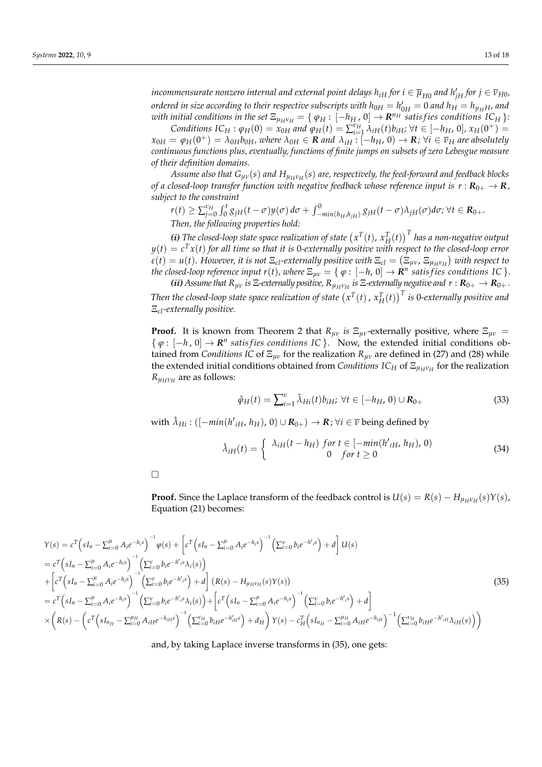*incommensurate nonzero internal and external point delays $h_{iH}$ for $i \in \overline{\mu}_{H0}$ and $h'_{jH}$ for $j \in \overline{\nu}_{H0}$, ordered in size according to their respective subscripts with $h_{0H} = h'_{0H} = 0$ and $h_H = h_{\mu_H H}$, and with initial conditions in the set $\Xi_{\mu_H \nu_H} = \{ \varphi_H : [-h_H, 0] \to \mathbf{R}^{n_H}$ satisfies conditions $IC_H \}$:*

*Conditions $IC_H$ : $\varphi_H(0) = x_{0H}$ and $\varphi_H(t) = \sum_{i=1}^{\nu_H} \lambda_{iH}(t) b_{iH}$; $\forall t \in [-h_H, 0]$, $x_H(0^+) = x_{0H} = \varphi_H(0^+) = \lambda_{0H} b_{0H}$, where $\lambda_{0H} \in \mathbf{R}$ and $\lambda_{iH} : [-h_H, 0) \to \mathbf{R}$; $\forall i \in \overline{\nu}_H$ are absolutely continuous functions plus, eventually, functions of finite jumps on subsets of zero Lebesgue measure of their definition domains.*

*Assume also that $G_{\mu\nu}(s)$ and $H_{\mu_H \nu_H}(s)$ are, respectively, the feed-forward and feedback blocks of a closed-loop transfer function with negative feedback whose reference input is $r : \mathbf{R}_{0+} \to \mathbf{R}$, subject to the constraint*

$r(t) \geq \sum_{j=0}^{\nu_H} \int_0^t g_{jH}(t-\sigma) y(\sigma)\, d\sigma + \int_{-min(h_H, h_{jH})}^0 g_{jH}(t-\sigma) \lambda_{jH}(\sigma) d\sigma; \forall t \in \mathbf{R}_{0+}.$

*Then, the following properties hold:*

***(i)** The closed-loop state space realization of state $\left(x^T(t),\, x_H^T(t)\right)^T$ has a non-negative output $y(t) = c^T x(t)$ for all time so that it is 0-externally positive with respect to the closed-loop error $\varepsilon(t) = u(t)$. However, it is not $\Xi_{cl}$-externally positive with $\Xi_{cl} = \left(\Xi_{\mu\nu},\, \Xi_{\mu_H \nu_H}\right)$ with respect to the closed-loop reference input $r(t)$, where $\Xi_{\mu\nu} = \{ \varphi : [-h, 0] \to \mathbf{R}^n$ satisfies conditions $IC \}$.*

***(ii)** Assume that $R_{\mu\nu}$ is $\Xi$-externally positive, $R_{\mu_H \nu_H}$ is $\Xi$-externally negative and $r : \mathbf{R}_{0+} \to \mathbf{R}_{0+}$. Then the closed-loop state space realization of state $\left(x^T(t),\, x_H^T(t)\right)^T$ is 0-externally positive and $\Xi_{cl}$-externally positive.*

**Proof.** It is known from Theorem 2 that $R_{\mu\nu}$ *is* $\Xi_{\mu\nu}$-externally positive, where $\Xi_{\mu\nu} = \{ \varphi : [-h, 0] \to \mathbf{R}^n$ *satisfies conditions IC* $\}$. Now, the extended initial conditions obtained from *Conditions IC* of $\Xi_{\mu\nu}$ for the realization $R_{\mu\nu}$ are defined in (27) and (28) while the extended initial conditions obtained from *Conditions* $IC_H$ of $\Xi_{\mu_H \nu_H}$ for the realization $R_{\mu_H \nu_H}$ are as follows:

$$\hat{\varphi}_H(t) = \sum_{i=1}^{\nu} \hat{\lambda}_{Hi}(t) b_{iH};\ \forall t \in [-h_H, 0) \cup \mathbf{R}_{0+} \tag{33}$$

with $\hat{\lambda}_{Hi} : ([-min(h'_{iH}, h_H), 0) \cup \mathbf{R}_{0+}) \to \mathbf{R}$; $\forall i \in \overline{\nu}$ being defined by

$$\hat{\lambda}_{iH}(t) = \begin{cases} \lambda_{iH}(t - h_H) & for\ t \in [-min(h'_{iH}, h_H), 0) \\ 0 & for\ t \geq 0 \end{cases} \tag{34}$$

□

**Proof.** Since the Laplace transform of the feedback control is $U(s) = R(s) - H_{\mu_H \nu_H}(s) Y(s)$, Equation (21) becomes:

$$\begin{aligned}
Y(s) &= c^T \left( sI_n - \sum_{i=0}^{\mu} A_i e^{-h_i s} \right)^{-1} \varphi(s) + \left[ c^T \left( sI_n - \sum_{i=0}^{\mu} A_i e^{-h_i s} \right)^{-1} \left( \sum_{i=0}^{\nu} b_i e^{-h'_i s} \right) + d \right] U(s) \\
&= c^T \left( sI_n - \sum_{i=0}^{\mu} A_i e^{-h_i s} \right)^{-1} \left( \sum_{i=0}^{\nu} b_i e^{-h'_i s} \lambda_i(s) \right) \\
&+ \left[ c^T \left( sI_n - \sum_{i=0}^{\mu} A_i e^{-h_i s} \right)^{-1} \left( \sum_{i=0}^{\nu} b_i e^{-h'_i s} \right) + d \right] \left( R(s) - H_{\mu_H \nu_H}(s) Y(s) \right) \\
&= c^T \left( sI_n - \sum_{i=0}^{\mu} A_i e^{-h_i s} \right)^{-1} \left( \sum_{i=0}^{\nu} b_i e^{-h'_i s} \lambda_i(s) \right) + \left[ c^T \left( sI_n - \sum_{i=0}^{\mu} A_i e^{-h_i s} \right)^{-1} \left( \sum_{i=0}^{\nu} b_i e^{-h'_i s} \right) + d \right] \\
&\times \left( R(s) - \left( c^T \left( sI_{n_H} - \sum_{i=0}^{\mu_H} A_{iH} e^{-h_{iH} s} \right)^{-1} \left( \sum_{i=0}^{\nu_H} b_{iH} e^{-h'_{iH} s} \right) + d_H \right) Y(s) - c_H^T \left( sI_{n_H} - \sum_{i=0}^{\mu_H} A_{iH} e^{-h_{iH}} \right)^{-1} \left( \sum_{i=0}^{\nu_H} b_{iH} e^{-h'_{iH}} \lambda_{iH}(s) \right) \right)
\end{aligned} \tag{35}$$

and, by taking Laplace inverse transforms in (35), one gets: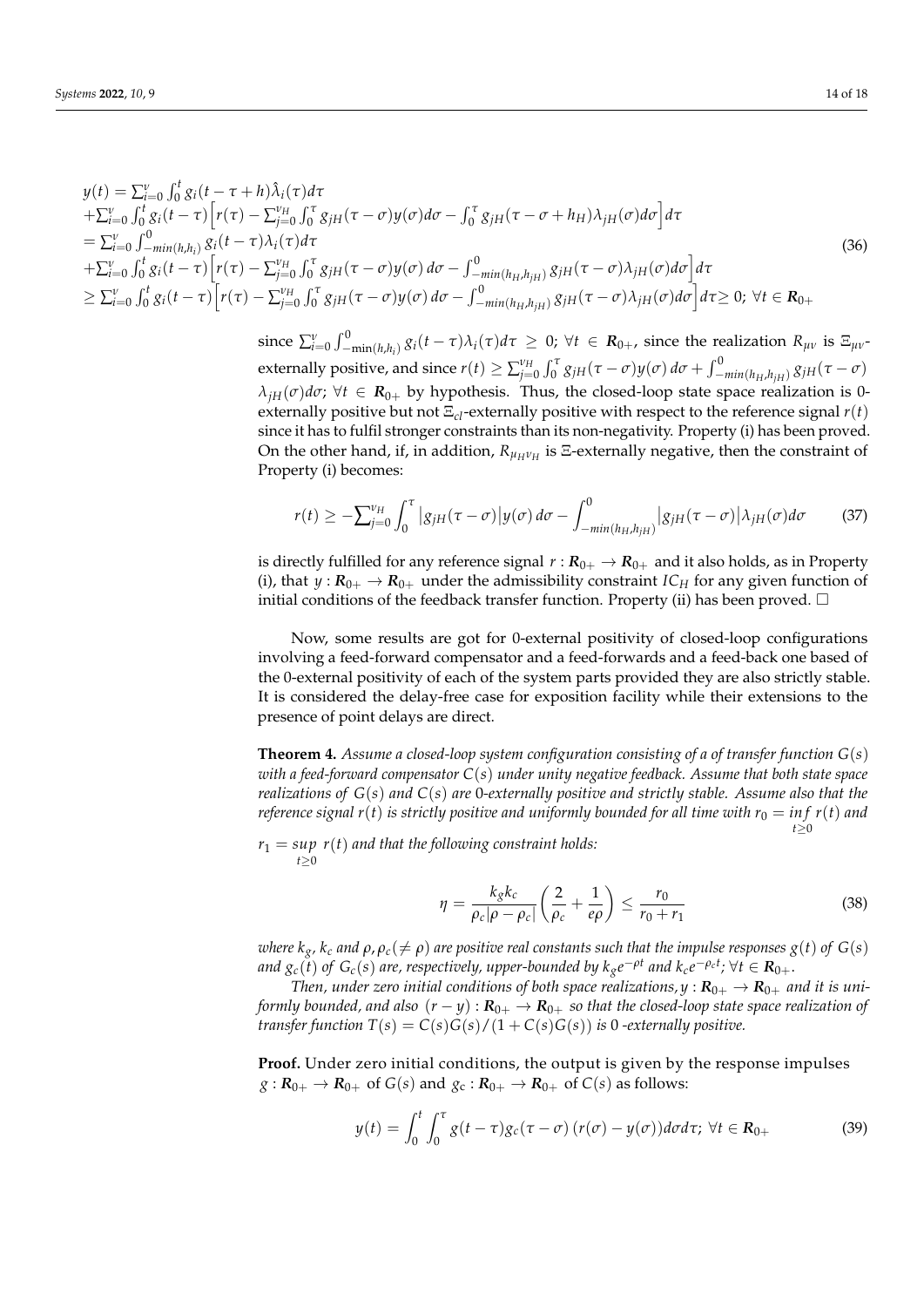$$
\begin{array}{l}
y(t)=\sum_{i=0}^{\nu}\int_0^t g_i(t-\tau+h)\hat{\lambda}_i(\tau)d\tau \\
+\sum_{i=0}^{\nu}\int_0^t g_i(t-\tau)\Big[r(\tau)-\sum_{j=0}^{\nu_H}\int_0^\tau g_{jH}(\tau-\sigma)y(\sigma)d\sigma-\int_0^\tau g_{jH}(\tau-\sigma+h_H)\lambda_{jH}(\sigma)d\sigma\Big]d\tau \\
=\sum_{i=0}^{\nu}\int_{-min(h,h_i)}^{0} g_i(t-\tau)\lambda_i(\tau)d\tau \\
+\sum_{i=0}^{\nu}\int_0^t g_i(t-\tau)\Big[r(\tau)-\sum_{j=0}^{\nu_H}\int_0^\tau g_{jH}(\tau-\sigma)y(\sigma)\,d\sigma-\int_{-min(h_H,h_{jH})}^{0} g_{jH}(\tau-\sigma)\lambda_{jH}(\sigma)d\sigma\Big]d\tau \\
\geq \sum_{i=0}^{\nu}\int_0^t g_i(t-\tau)\Big[r(\tau)-\sum_{j=0}^{\nu_H}\int_0^\tau g_{jH}(\tau-\sigma)y(\sigma)\,d\sigma-\int_{-min(h_H,h_{jH})}^{0} g_{jH}(\tau-\sigma)\lambda_{jH}(\sigma)d\sigma\Big]d\tau \geq 0;\ \forall t\in \mathbf{R}_{0+}
\end{array}
\tag{36}
$$

since $\sum_{i=0}^{\nu}\int_{-\min(h,h_i)}^{0} g_i(t-\tau)\lambda_i(\tau)d\tau \geq 0;\ \forall t \in \mathbf{R}_{0+}$, since the realization $R_{\mu\nu}$ is $\Xi_{\mu\nu}$-externally positive, and since $r(t) \geq \sum_{j=0}^{\nu_H}\int_0^\tau g_{jH}(\tau-\sigma)y(\sigma)\,d\sigma + \int_{-min(h_H,h_{jH})}^{0} g_{jH}(\tau-\sigma)$ $\lambda_{jH}(\sigma)d\sigma;\ \forall t \in \mathbf{R}_{0+}$ by hypothesis. Thus, the closed-loop state space realization is 0-externally positive but not $\Xi_{cl}$-externally positive with respect to the reference signal $r(t)$ since it has to fulfil stronger constraints than its non-negativity. Property (i) has been proved. On the other hand, if, in addition, $R_{\mu_H\nu_H}$ is $\Xi$-externally negative, then the constraint of Property (i) becomes:

$$
r(t) \geq -\sum_{j=0}^{\nu_H}\int_0^\tau \big|g_{jH}(\tau-\sigma)\big|y(\sigma)\,d\sigma - \int_{-min(h_H,h_{jH})}^{0}\big|g_{jH}(\tau-\sigma)\big|\lambda_{jH}(\sigma)d\sigma \tag{37}
$$

is directly fulfilled for any reference signal $r:\mathbf{R}_{0+}\to\mathbf{R}_{0+}$ and it also holds, as in Property (i), that $y:\mathbf{R}_{0+}\to\mathbf{R}_{0+}$ under the admissibility constraint $IC_H$ for any given function of initial conditions of the feedback transfer function. Property (ii) has been proved. □

Now, some results are got for 0-external positivity of closed-loop configurations involving a feed-forward compensator and a feed-forwards and a feed-back one based of the 0-external positivity of each of the system parts provided they are also strictly stable. It is considered the delay-free case for exposition facility while their extensions to the presence of point delays are direct.

**Theorem 4.** *Assume a closed-loop system configuration consisting of a of transfer function $G(s)$ with a feed-forward compensator $C(s)$ under unity negative feedback. Assume that both state space realizations of $G(s)$ and $C(s)$ are 0-externally positive and strictly stable. Assume also that the reference signal $r(t)$ is strictly positive and uniformly bounded for all time with $r_0 = \inf\limits_{t\geq 0} r(t)$ and $r_1 = \sup\limits_{t\geq 0}\ r(t)$ and that the following constraint holds:*

$$
\eta = \frac{k_g k_c}{\rho_c|\rho-\rho_c|}\left(\frac{2}{\rho_c}+\frac{1}{e\rho}\right) \leq \frac{r_0}{r_0+r_1} \tag{38}
$$

*where $k_g$, $k_c$ and $\rho, \rho_c(\neq \rho)$ are positive real constants such that the impulse responses $g(t)$ of $G(s)$ and $g_c(t)$ of $G_c(s)$ are, respectively, upper-bounded by $k_g e^{-\rho t}$ and $k_c e^{-\rho_c t}$; $\forall t \in \mathbf{R}_{0+}$.*

*Then, under zero initial conditions of both space realizations, $y:\mathbf{R}_{0+}\to\mathbf{R}_{0+}$ and it is uniformly bounded, and also $(r-y):\mathbf{R}_{0+}\to\mathbf{R}_{0+}$ so that the closed-loop state space realization of transfer function $T(s) = C(s)G(s)/(1+C(s)G(s))$ is 0-externally positive.*

**Proof.** Under zero initial conditions, the output is given by the response impulses $g:\mathbf{R}_{0+}\to\mathbf{R}_{0+}$ of $G(s)$ and $g_c:\mathbf{R}_{0+}\to\mathbf{R}_{0+}$ of $C(s)$ as follows:

$$
y(t) = \int_0^t\int_0^\tau g(t-\tau)g_c(\tau-\sigma)\,(r(\sigma)-y(\sigma))d\sigma d\tau;\ \forall t\in\mathbf{R}_{0+} \tag{39}
$$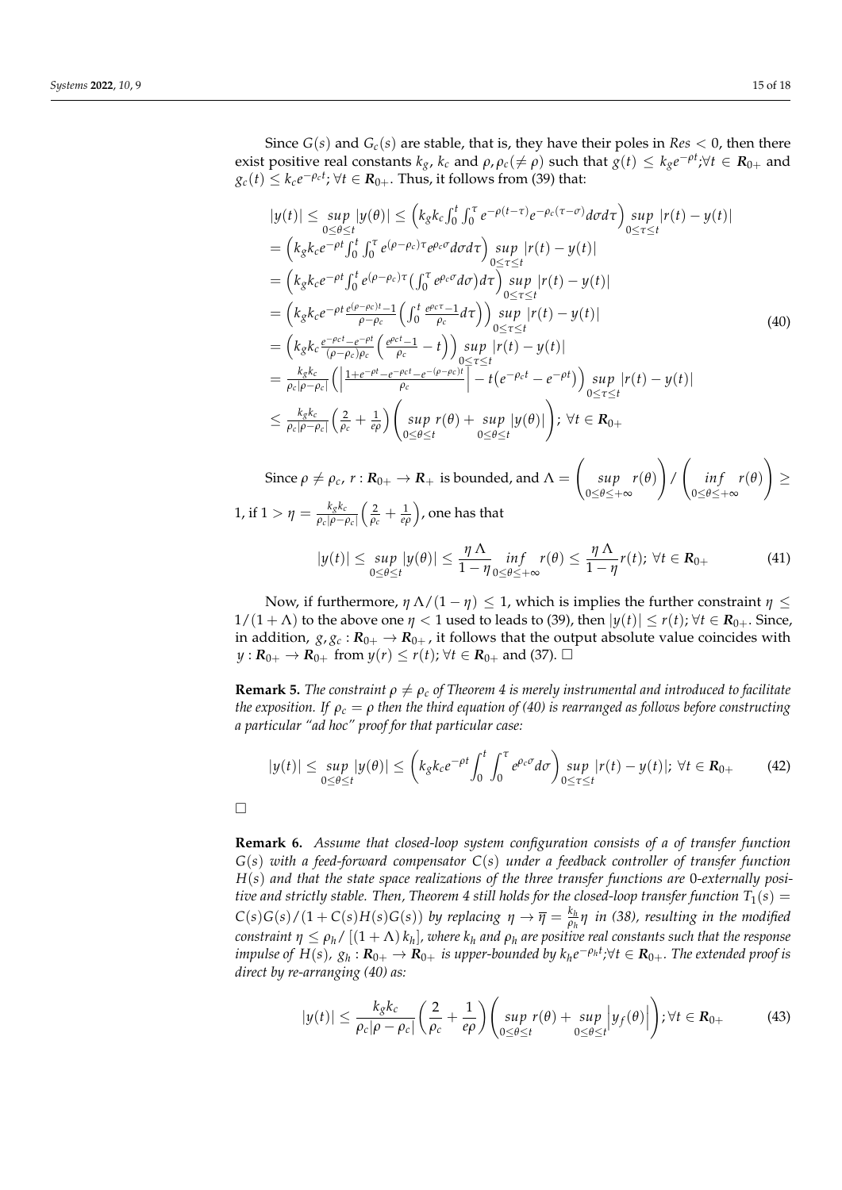Since $G(s)$ and $G_c(s)$ are stable, that is, they have their poles in $Res < 0$, then there exist positive real constants $k_g$, $k_c$ and $\rho, \rho_c(\neq \rho)$ such that $g(t) \leq k_g e^{-\rho t}; \forall t \in \mathbf{R}_{0+}$ and $g_c(t) \leq k_c e^{-\rho_c t}; \forall t \in \mathbf{R}_{0+}$. Thus, it follows from (39) that:

$$
\begin{aligned}
|y(t)| &\leq \sup_{0\leq\theta\leq t} |y(\theta)| \leq \left( k_g k_c \int_0^t \int_0^\tau e^{-\rho(t-\tau)} e^{-\rho_c(\tau-\sigma)} d\sigma d\tau \right) \sup_{0\leq\tau\leq t} |r(t) - y(t)| \\
&= \left( k_g k_c e^{-\rho t} \int_0^t \int_0^\tau e^{(\rho-\rho_c)\tau} e^{\rho_c \sigma} d\sigma d\tau \right) \sup_{0\leq\tau\leq t} |r(t) - y(t)| \\
&= \left( k_g k_c e^{-\rho t} \int_0^t e^{(\rho-\rho_c)\tau} \left( \int_0^\tau e^{\rho_c \sigma} d\sigma \right) d\tau \right) \sup_{0\leq\tau\leq t} |r(t) - y(t)| \\
&= \left( k_g k_c e^{-\rho t} \frac{e^{(\rho-\rho_c)t} - 1}{\rho - \rho_c} \left( \int_0^t \frac{e^{\rho_c \tau} - 1}{\rho_c} d\tau \right) \right) \sup_{0\leq\tau\leq t} |r(t) - y(t)| \\
&= \left( k_g k_c \frac{e^{-\rho_c t} - e^{-\rho t}}{(\rho - \rho_c)\rho_c} \left( \frac{e^{\rho_c t} - 1}{\rho_c} - t \right) \right) \sup_{0\leq\tau\leq t} |r(t) - y(t)| \\
&= \frac{k_g k_c}{\rho_c |\rho - \rho_c|} \left( \left| \frac{1 + e^{-\rho t} - e^{-\rho_c t} - e^{-(\rho-\rho_c)t}}{\rho_c} \right| - t\left(e^{-\rho_c t} - e^{-\rho t}\right) \right) \sup_{0\leq\tau\leq t} |r(t) - y(t)| \\
&\leq \frac{k_g k_c}{\rho_c |\rho - \rho_c|} \left( \frac{2}{\rho_c} + \frac{1}{e\rho} \right) \left( \sup_{0\leq\theta\leq t} r(\theta) + \sup_{0\leq\theta\leq t} |y(\theta)| \right); \ \forall t \in \mathbf{R}_{0+}
\end{aligned}
\tag{40}
$$

Since $\rho \neq \rho_c$, $r : \mathbf{R}_{0+} \to \mathbf{R}_+$ is bounded, and $\Lambda = \left( \sup_{0\leq\theta\leq+\infty} r(\theta) \right) / \left( \inf_{0\leq\theta\leq+\infty} r(\theta) \right) \geq 1$, if $1 > \eta = \frac{k_g k_c}{\rho_c |\rho - \rho_c|} \left( \frac{2}{\rho_c} + \frac{1}{e\rho} \right)$, one has that

$$
|y(t)| \leq \sup_{0\leq\theta\leq t} |y(\theta)| \leq \frac{\eta\,\Lambda}{1-\eta} \inf_{0\leq\theta\leq+\infty} r(\theta) \leq \frac{\eta\,\Lambda}{1-\eta} r(t); \ \forall t \in \mathbf{R}_{0+}
\tag{41}
$$

Now, if furthermore, $\eta\,\Lambda/(1-\eta) \leq 1$, which is implies the further constraint $\eta \leq 1/(1+\Lambda)$ to the above one $\eta < 1$ used to leads to (39), then $|y(t)| \leq r(t); \forall t \in \mathbf{R}_{0+}$. Since, in addition, $g, g_c : \mathbf{R}_{0+} \to \mathbf{R}_{0+}$, it follows that the output absolute value coincides with $y : \mathbf{R}_{0+} \to \mathbf{R}_{0+}$ from $y(r) \leq r(t); \forall t \in \mathbf{R}_{0+}$ and (37). □

**Remark 5.** *The constraint $\rho \neq \rho_c$ of Theorem 4 is merely instrumental and introduced to facilitate the exposition. If $\rho_c = \rho$ then the third equation of (40) is rearranged as follows before constructing a particular "ad hoc" proof for that particular case:*

$$
|y(t)| \leq \sup_{0\leq\theta\leq t} |y(\theta)| \leq \left( k_g k_c e^{-\rho t} \int_0^t \int_0^\tau e^{\rho_c \sigma} d\sigma \right) \sup_{0\leq\tau\leq t} |r(t) - y(t)|; \ \forall t \in \mathbf{R}_{0+}
\tag{42}
$$

□

**Remark 6.** *Assume that closed-loop system configuration consists of a of transfer function $G(s)$ with a feed-forward compensator $C(s)$ under a feedback controller of transfer function $H(s)$ and that the state space realizations of the three transfer functions are 0-externally positive and strictly stable. Then, Theorem 4 still holds for the closed-loop transfer function $T_1(s) = C(s)G(s)/(1 + C(s)H(s)G(s))$ by replacing $\eta \to \overline{\eta} = \frac{k_h}{\rho_h}\eta$ in (38), resulting in the modified constraint $\eta \leq \rho_h / [(1+\Lambda)\,k_h]$, where $k_h$ and $\rho_h$ are positive real constants such that the response impulse of $H(s)$, $g_h : \mathbf{R}_{0+} \to \mathbf{R}_{0+}$ is upper-bounded by $k_h e^{-\rho_h t}; \forall t \in \mathbf{R}_{0+}$. The extended proof is direct by re-arranging (40) as:*

$$
|y(t)| \leq \frac{k_g k_c}{\rho_c |\rho - \rho_c|} \left( \frac{2}{\rho_c} + \frac{1}{e\rho} \right) \left( \sup_{0\leq\theta\leq t} r(\theta) + \sup_{0\leq\theta\leq t} \left| y_f(\theta) \right| \right); \forall t \in \mathbf{R}_{0+}
\tag{43}
$$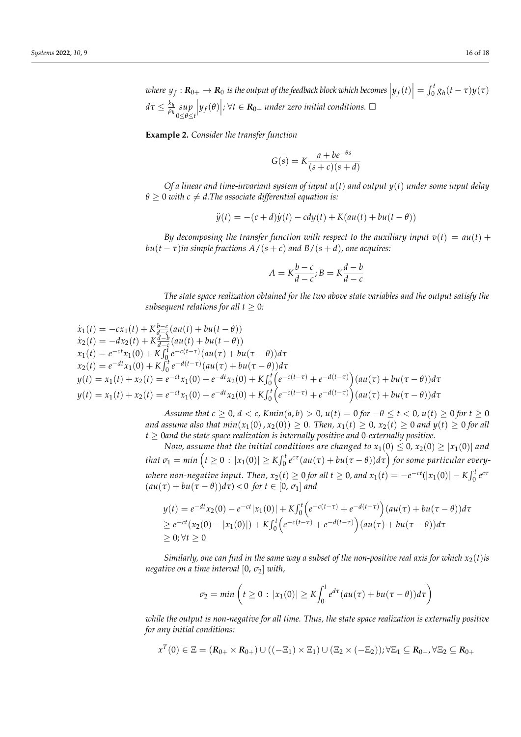*where $y_f : \boldsymbol{R}_{0+} \to \boldsymbol{R}_0$ is the output of the feedback block which becomes $\left|y_f(t)\right| = \int_0^t g_h(t-\tau)y(\tau) d\tau \leq \frac{k_h}{\rho_h} \sup_{0\leq\theta\leq t}\left|y_f(\theta)\right|; \forall t \in \boldsymbol{R}_{0+}$ under zero initial conditions.* □

**Example 2.** *Consider the transfer function*

$$G(s) = K\frac{a + be^{-\theta s}}{(s+c)(s+d)}$$

*Of a linear and time-invariant system of input $u(t)$ and output $y(t)$ under some input delay $\theta \geq 0$ with $c \neq d$.The associate differential equation is:*

$$\ddot{y}(t) = -(c+d)\dot{y}(t) - cdy(t) + K(au(t) + bu(t-\theta))$$

*By decomposing the transfer function with respect to the auxiliary input $v(t) = au(t) + bu(t-\tau)$in simple fractions $A/(s+c)$ and $B/(s+d)$, one acquires:*

$$A = K\frac{b-c}{d-c}; B = K\frac{d-b}{d-c}$$

*The state space realization obtained for the two above state variables and the output satisfy the subsequent relations for all $t \geq 0$:*

$$\begin{aligned}
&\dot{x}_1(t) = -cx_1(t) + K\tfrac{b-c}{d-c}(au(t) + bu(t-\theta)) \\
&\dot{x}_2(t) = -dx_2(t) + K\tfrac{d-b}{d-c}(au(t) + bu(t-\theta)) \\
&x_1(t) = e^{-ct}x_1(0) + K\textstyle\int_0^t e^{-c(t-\tau)}(au(\tau) + bu(\tau-\theta))d\tau \\
&x_2(t) = e^{-dt}x_1(0) + K\textstyle\int_0^t e^{-d(t-\tau)}(au(\tau) + bu(\tau-\theta))d\tau \\
&y(t) = x_1(t) + x_2(t) = e^{-ct}x_1(0) + e^{-dt}x_2(0) + K\textstyle\int_0^t \left(e^{-c(t-\tau)} + e^{-d(t-\tau)}\right)(au(\tau) + bu(\tau-\theta))d\tau \\
&y(t) = x_1(t) + x_2(t) = e^{-ct}x_1(0) + e^{-dt}x_2(0) + K\textstyle\int_0^t \left(e^{-c(t-\tau)} + e^{-d(t-\tau)}\right)(au(\tau) + bu(\tau-\theta))d\tau
\end{aligned}$$

*Assume that $c \geq 0$, $d < c$, $Kmin(a,b) > 0$, $u(t) = 0$ for $-\theta \leq t < 0$, $u(t) \geq 0$ for $t \geq 0$ and assume also that $min(x_1(0), x_2(0)) \geq 0$. Then, $x_1(t) \geq 0$, $x_2(t) \geq 0$ and $y(t) \geq 0$ for all $t \geq 0$and the state space realization is internally positive and 0-externally positive.*

*Now, assume that the initial conditions are changed to $x_1(0) \leq 0$, $x_2(0) \geq |x_1(0)|$ and that $\sigma_1 = min\left(t \geq 0 : |x_1(0)| \geq K\int_0^t e^{c\tau}(au(\tau) + bu(\tau-\theta))d\tau\right)$ for some particular everywhere non-negative input. Then, $x_2(t) \geq 0$ for all $t \geq 0$, and $x_1(t) = -e^{-ct}(|x_1(0)| - K\int_0^t e^{c\tau} (au(\tau) + bu(\tau-\theta))d\tau) < 0$ for $t \in [0, \sigma_1]$ and*

$$\begin{aligned}
y(t) &= e^{-dt}x_2(0) - e^{-ct}|x_1(0)| + K\int_0^t \left(e^{-c(t-\tau)} + e^{-d(t-\tau)}\right)(au(\tau) + bu(\tau-\theta))d\tau \\
&\geq e^{-ct}(x_2(0) - |x_1(0)|) + K\int_0^t \left(e^{-c(t-\tau)} + e^{-d(t-\tau)}\right)(au(\tau) + bu(\tau-\theta))d\tau \\
&\geq 0; \forall t \geq 0
\end{aligned}$$

*Similarly, one can find in the same way a subset of the non-positive real axis for which $x_2(t)$is negative on a time interval $[0, \sigma_2]$ with,*

$$\sigma_2 = min\left(t \geq 0 : |x_1(0)| \geq K\int_0^t e^{d\tau}(au(\tau) + bu(\tau-\theta))d\tau\right)$$

*while the output is non-negative for all time. Thus, the state space realization is externally positive for any initial conditions:*

$$x^T(0) \in \Xi = (\boldsymbol{R}_{0+} \times \boldsymbol{R}_{0+}) \cup ((-\Xi_1) \times \Xi_1) \cup (\Xi_2 \times (-\Xi_2)); \forall \Xi_1 \subseteq \boldsymbol{R}_{0+}, \forall \Xi_2 \subseteq \boldsymbol{R}_{0+}$$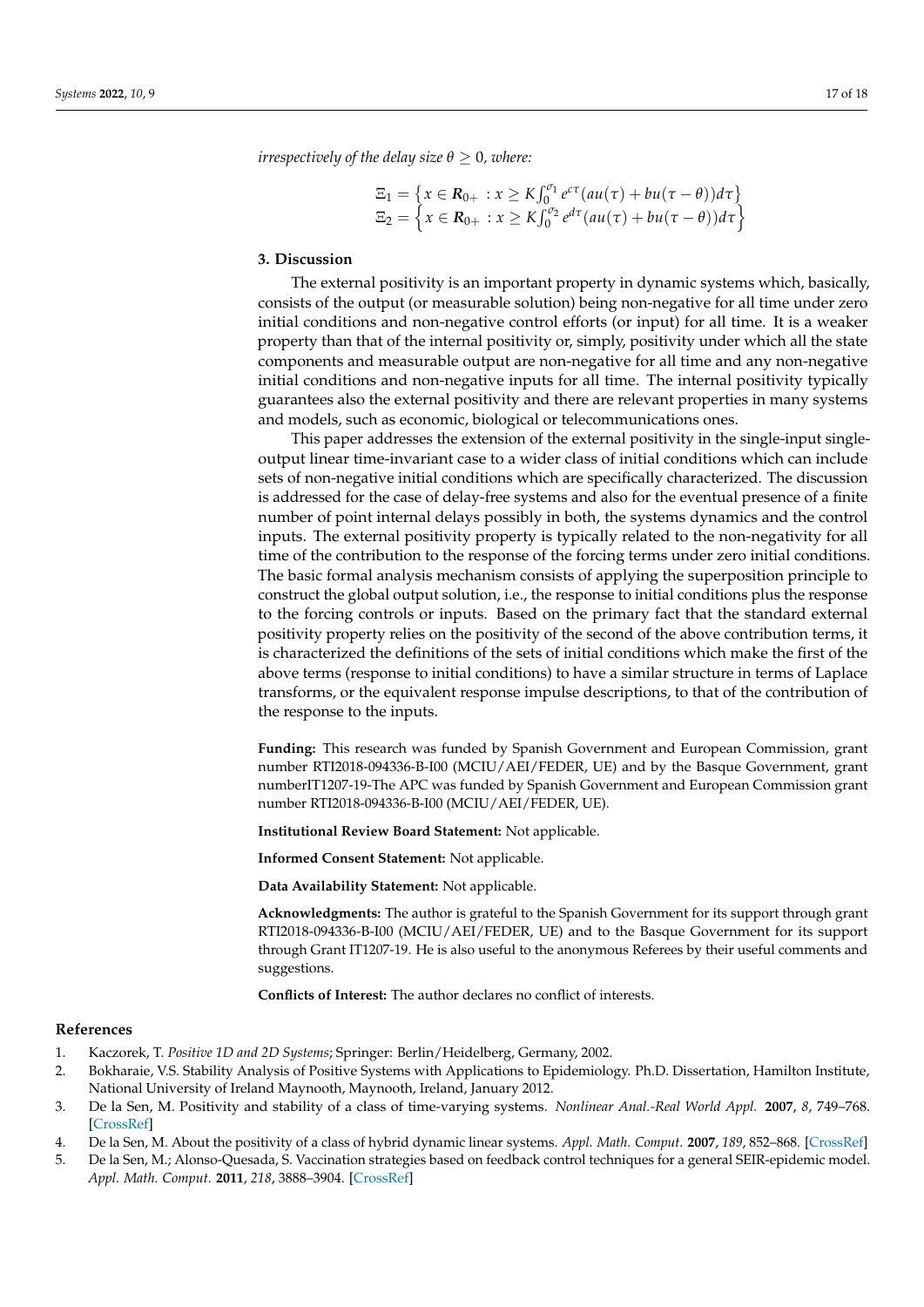*irrespectively of the delay size $\theta \geq 0$, where:*

$$\Xi_1 = \left\{ x \in \boldsymbol{R}_{0+} : x \geq K\int_0^{\sigma_1} e^{c\tau}(au(\tau) + bu(\tau - \theta))d\tau \right\}$$
$$\Xi_2 = \left\{ x \in \boldsymbol{R}_{0+} : x \geq K\int_0^{\sigma_2} e^{d\tau}(au(\tau) + bu(\tau - \theta))d\tau \right\}$$

## 3. Discussion

The external positivity is an important property in dynamic systems which, basically, consists of the output (or measurable solution) being non-negative for all time under zero initial conditions and non-negative control efforts (or input) for all time. It is a weaker property than that of the internal positivity or, simply, positivity under which all the state components and measurable output are non-negative for all time and any non-negative initial conditions and non-negative inputs for all time. The internal positivity typically guarantees also the external positivity and there are relevant properties in many systems and models, such as economic, biological or telecommunications ones.

This paper addresses the extension of the external positivity in the single-input single-output linear time-invariant case to a wider class of initial conditions which can include sets of non-negative initial conditions which are specifically characterized. The discussion is addressed for the case of delay-free systems and also for the eventual presence of a finite number of point internal delays possibly in both, the systems dynamics and the control inputs. The external positivity property is typically related to the non-negativity for all time of the contribution to the response of the forcing terms under zero initial conditions. The basic formal analysis mechanism consists of applying the superposition principle to construct the global output solution, i.e., the response to initial conditions plus the response to the forcing controls or inputs. Based on the primary fact that the standard external positivity property relies on the positivity of the second of the above contribution terms, it is characterized the definitions of the sets of initial conditions which make the first of the above terms (response to initial conditions) to have a similar structure in terms of Laplace transforms, or the equivalent response impulse descriptions, to that of the contribution of the response to the inputs.

**Funding:** This research was funded by Spanish Government and European Commission, grant number RTI2018-094336-B-I00 (MCIU/AEI/FEDER, UE) and by the Basque Government, grant numberIT1207-19-The APC was funded by Spanish Government and European Commission grant number RTI2018-094336-B-I00 (MCIU/AEI/FEDER, UE).

**Institutional Review Board Statement:** Not applicable.

**Informed Consent Statement:** Not applicable.

**Data Availability Statement:** Not applicable.

**Acknowledgments:** The author is grateful to the Spanish Government for its support through grant RTI2018-094336-B-I00 (MCIU/AEI/FEDER, UE) and to the Basque Government for its support through Grant IT1207-19. He is also useful to the anonymous Referees by their useful comments and suggestions.

**Conflicts of Interest:** The author declares no conflict of interests.

## References

1. Kaczorek, T. *Positive 1D and 2D Systems*; Springer: Berlin/Heidelberg, Germany, 2002.
2. Bokharaie, V.S. Stability Analysis of Positive Systems with Applications to Epidemiology. Ph.D. Dissertation, Hamilton Institute, National University of Ireland Maynooth, Maynooth, Ireland, January 2012.
3. De la Sen, M. Positivity and stability of a class of time-varying systems. *Nonlinear Anal.-Real World Appl.* **2007**, *8*, 749–768. [CrossRef]
4. De la Sen, M. About the positivity of a class of hybrid dynamic linear systems. *Appl. Math. Comput.* **2007**, *189*, 852–868. [CrossRef]
5. De la Sen, M.; Alonso-Quesada, S. Vaccination strategies based on feedback control techniques for a general SEIR-epidemic model. *Appl. Math. Comput.* **2011**, *218*, 3888–3904. [CrossRef]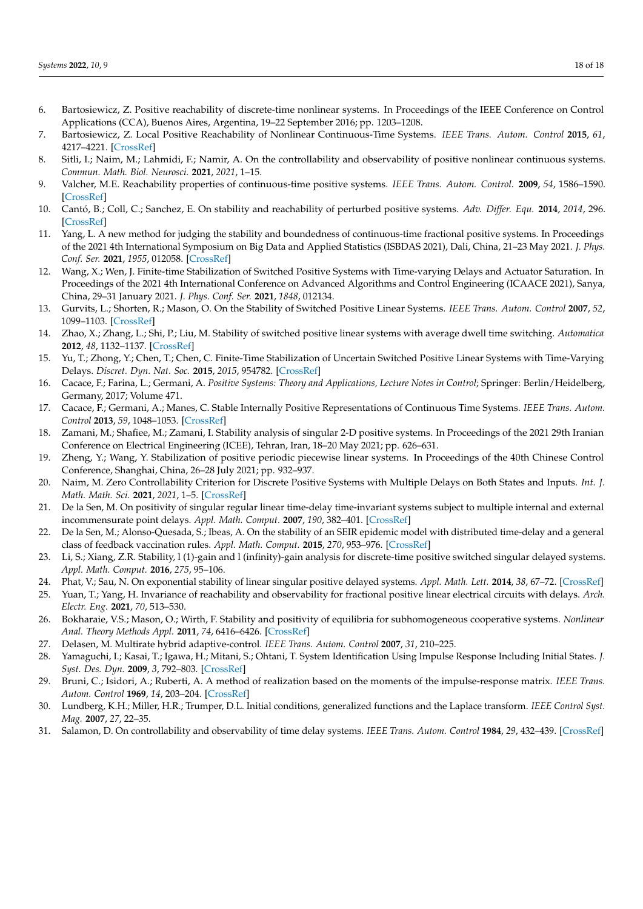6. Bartosiewicz, Z. Positive reachability of discrete-time nonlinear systems. In Proceedings of the IEEE Conference on Control Applications (CCA), Buenos Aires, Argentina, 19–22 September 2016; pp. 1203–1208.
7. Bartosiewicz, Z. Local Positive Reachability of Nonlinear Continuous-Time Systems. *IEEE Trans. Autom. Control* **2015**, *61*, 4217–4221. [CrossRef]
8. Sitli, I.; Naim, M.; Lahmidi, F.; Namir, A. On the controllability and observability of positive nonlinear continuous systems. *Commun. Math. Biol. Neurosci.* **2021**, *2021*, 1–15.
9. Valcher, M.E. Reachability properties of continuous-time positive systems. *IEEE Trans. Autom. Control.* **2009**, *54*, 1586–1590. [CrossRef]
10. Cantó, B.; Coll, C.; Sanchez, E. On stability and reachability of perturbed positive systems. *Adv. Differ. Equ.* **2014**, *2014*, 296. [CrossRef]
11. Yang, L. A new method for judging the stability and boundedness of continuous-time fractional positive systems. In Proceedings of the 2021 4th International Symposium on Big Data and Applied Statistics (ISBDAS 2021), Dali, China, 21–23 May 2021. *J. Phys. Conf. Ser.* **2021**, *1955*, 012058. [CrossRef]
12. Wang, X.; Wen, J. Finite-time Stabilization of Switched Positive Systems with Time-varying Delays and Actuator Saturation. In Proceedings of the 2021 4th International Conference on Advanced Algorithms and Control Engineering (ICAACE 2021), Sanya, China, 29–31 January 2021. *J. Phys. Conf. Ser.* **2021**, *1848*, 012134.
13. Gurvits, L.; Shorten, R.; Mason, O. On the Stability of Switched Positive Linear Systems. *IEEE Trans. Autom. Control* **2007**, *52*, 1099–1103. [CrossRef]
14. Zhao, X.; Zhang, L.; Shi, P.; Liu, M. Stability of switched positive linear systems with average dwell time switching. *Automatica* **2012**, *48*, 1132–1137. [CrossRef]
15. Yu, T.; Zhong, Y.; Chen, T.; Chen, C. Finite-Time Stabilization of Uncertain Switched Positive Linear Systems with Time-Varying Delays. *Discret. Dyn. Nat. Soc.* **2015**, *2015*, 954782. [CrossRef]
16. Cacace, F.; Farina, L.; Germani, A. *Positive Systems: Theory and Applications, Lecture Notes in Control*; Springer: Berlin/Heidelberg, Germany, 2017; Volume 471.
17. Cacace, F.; Germani, A.; Manes, C. Stable Internally Positive Representations of Continuous Time Systems. *IEEE Trans. Autom. Control* **2013**, *59*, 1048–1053. [CrossRef]
18. Zamani, M.; Shafiee, M.; Zamani, I. Stability analysis of singular 2-D positive systems. In Proceedings of the 2021 29th Iranian Conference on Electrical Engineering (ICEE), Tehran, Iran, 18–20 May 2021; pp. 626–631.
19. Zheng, Y.; Wang, Y. Stabilization of positive periodic piecewise linear systems. In Proceedings of the 40th Chinese Control Conference, Shanghai, China, 26–28 July 2021; pp. 932–937.
20. Naim, M. Zero Controllability Criterion for Discrete Positive Systems with Multiple Delays on Both States and Inputs. *Int. J. Math. Math. Sci.* **2021**, *2021*, 1–5. [CrossRef]
21. De la Sen, M. On positivity of singular regular linear time-delay time-invariant systems subject to multiple internal and external incommensurate point delays. *Appl. Math. Comput.* **2007**, *190*, 382–401. [CrossRef]
22. De la Sen, M.; Alonso-Quesada, S.; Ibeas, A. On the stability of an SEIR epidemic model with distributed time-delay and a general class of feedback vaccination rules. *Appl. Math. Comput.* **2015**, *270*, 953–976. [CrossRef]
23. Li, S.; Xiang, Z.R. Stability, l (1)-gain and l (infinity)-gain analysis for discrete-time positive switched singular delayed systems. *Appl. Math. Comput.* **2016**, *275*, 95–106.
24. Phat, V.; Sau, N. On exponential stability of linear singular positive delayed systems. *Appl. Math. Lett.* **2014**, *38*, 67–72. [CrossRef]
25. Yuan, T.; Yang, H. Invariance of reachability and observability for fractional positive linear electrical circuits with delays. *Arch. Electr. Eng.* **2021**, *70*, 513–530.
26. Bokharaie, V.S.; Mason, O.; Wirth, F. Stability and positivity of equilibria for subhomogeneous cooperative systems. *Nonlinear Anal. Theory Methods Appl.* **2011**, *74*, 6416–6426. [CrossRef]
27. Delasen, M. Multirate hybrid adaptive-control. *IEEE Trans. Autom. Control* **2007**, *31*, 210–225.
28. Yamaguchi, I.; Kasai, T.; Igawa, H.; Mitani, S.; Ohtani, T. System Identification Using Impulse Response Including Initial States. *J. Syst. Des. Dyn.* **2009**, *3*, 792–803. [CrossRef]
29. Bruni, C.; Isidori, A.; Ruberti, A. A method of realization based on the moments of the impulse-response matrix. *IEEE Trans. Autom. Control* **1969**, *14*, 203–204. [CrossRef]
30. Lundberg, K.H.; Miller, H.R.; Trumper, D.L. Initial conditions, generalized functions and the Laplace transform. *IEEE Control Syst. Mag.* **2007**, *27*, 22–35.
31. Salamon, D. On controllability and observability of time delay systems. *IEEE Trans. Autom. Control* **1984**, *29*, 432–439. [CrossRef]